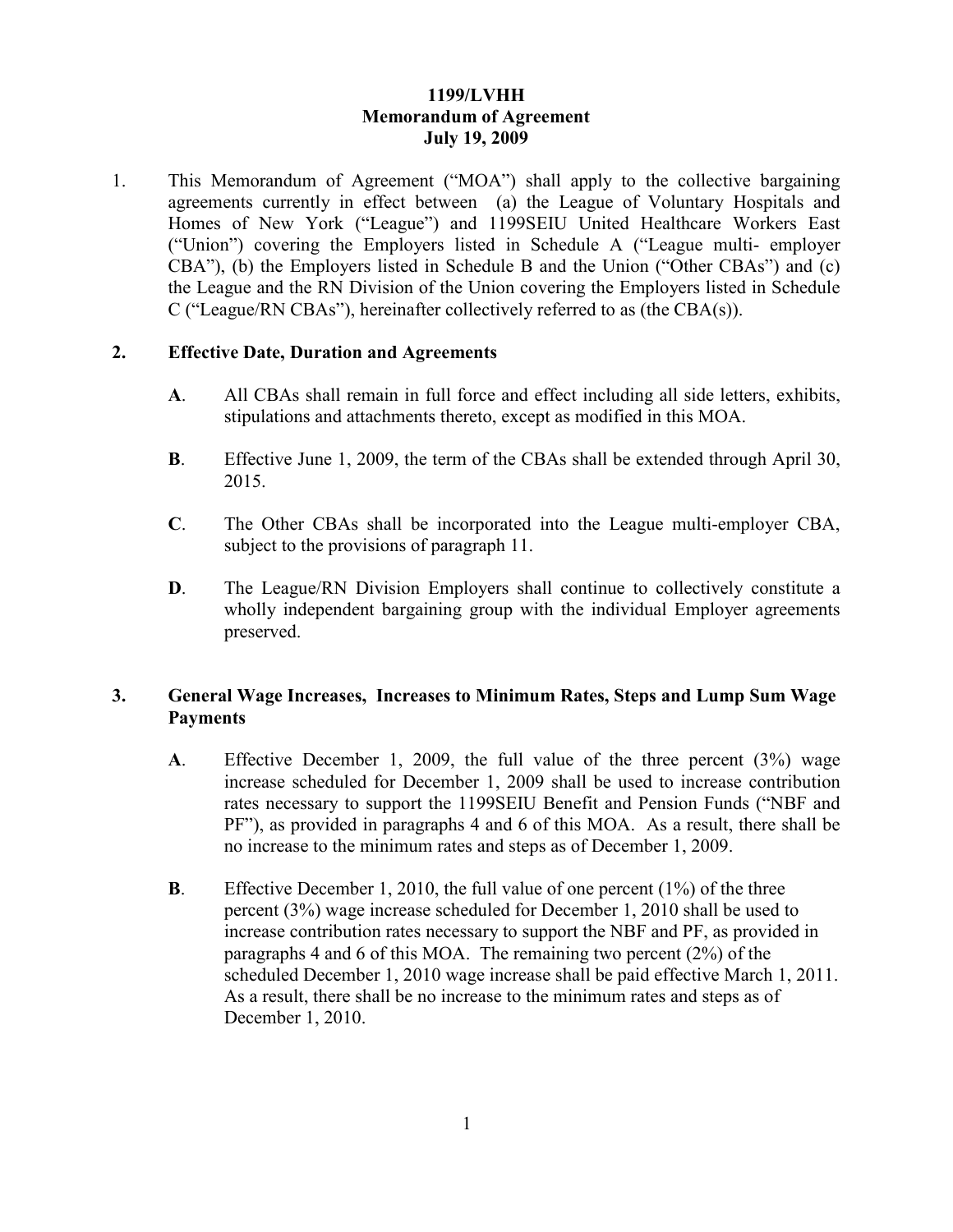**1199/LVHH**
**Memorandum of Agreement**
**July 19, 2009**

1. This Memorandum of Agreement ("MOA") shall apply to the collective bargaining agreements currently in effect between (a) the League of Voluntary Hospitals and Homes of New York ("League") and 1199SEIU United Healthcare Workers East ("Union") covering the Employers listed in Schedule A ("League multi- employer CBA"), (b) the Employers listed in Schedule B and the Union ("Other CBAs") and (c) the League and the RN Division of the Union covering the Employers listed in Schedule C ("League/RN CBAs"), hereinafter collectively referred to as (the CBA(s)).

## 2. Effective Date, Duration and Agreements

**A**. All CBAs shall remain in full force and effect including all side letters, exhibits, stipulations and attachments thereto, except as modified in this MOA.

**B**. Effective June 1, 2009, the term of the CBAs shall be extended through April 30, 2015.

**C**. The Other CBAs shall be incorporated into the League multi-employer CBA, subject to the provisions of paragraph 11.

**D**. The League/RN Division Employers shall continue to collectively constitute a wholly independent bargaining group with the individual Employer agreements preserved.

## 3. General Wage Increases, Increases to Minimum Rates, Steps and Lump Sum Wage Payments

**A**. Effective December 1, 2009, the full value of the three percent (3%) wage increase scheduled for December 1, 2009 shall be used to increase contribution rates necessary to support the 1199SEIU Benefit and Pension Funds ("NBF and PF"), as provided in paragraphs 4 and 6 of this MOA. As a result, there shall be no increase to the minimum rates and steps as of December 1, 2009.

**B**. Effective December 1, 2010, the full value of one percent (1%) of the three percent (3%) wage increase scheduled for December 1, 2010 shall be used to increase contribution rates necessary to support the NBF and PF, as provided in paragraphs 4 and 6 of this MOA. The remaining two percent (2%) of the scheduled December 1, 2010 wage increase shall be paid effective March 1, 2011. As a result, there shall be no increase to the minimum rates and steps as of December 1, 2010.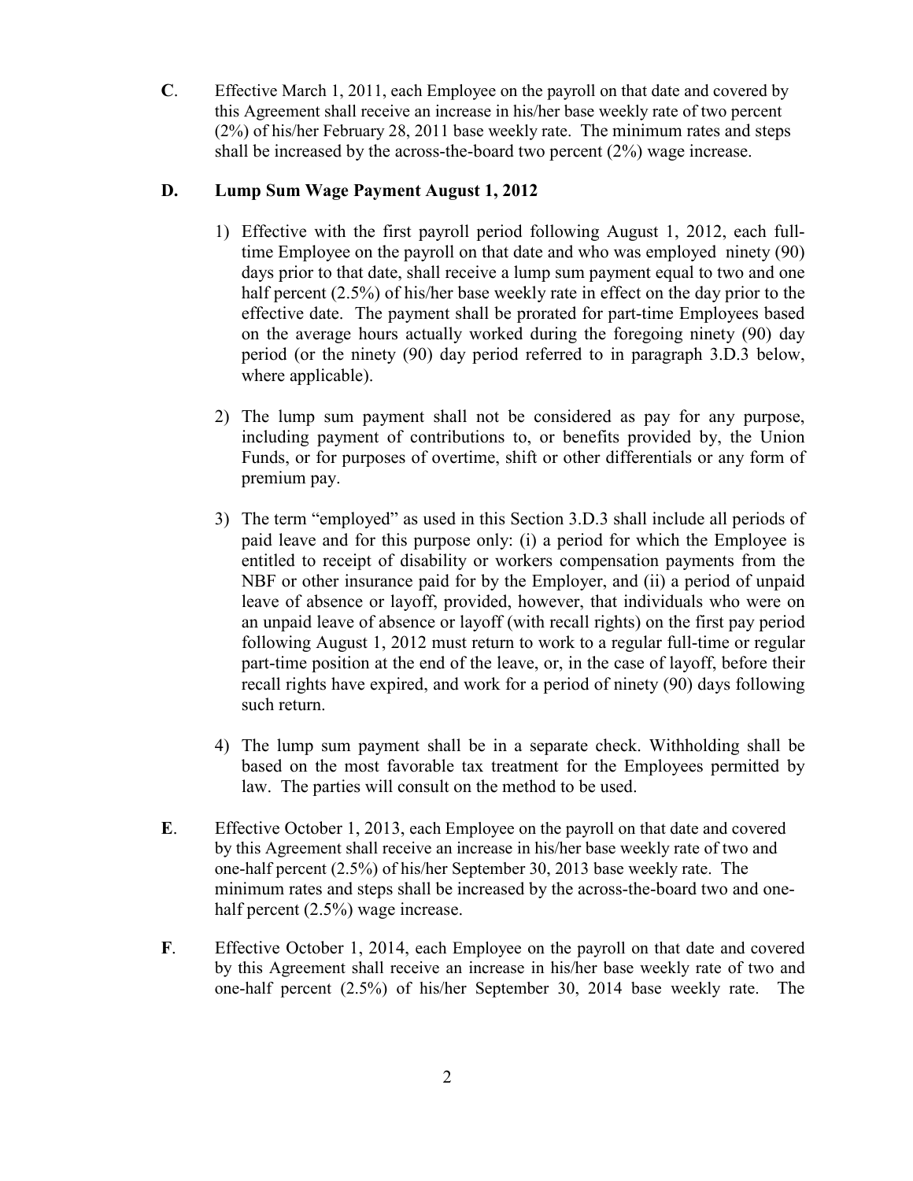**C**. Effective March 1, 2011, each Employee on the payroll on that date and covered by this Agreement shall receive an increase in his/her base weekly rate of two percent (2%) of his/her February 28, 2011 base weekly rate. The minimum rates and steps shall be increased by the across-the-board two percent (2%) wage increase.

**D. Lump Sum Wage Payment August 1, 2012**

1) Effective with the first payroll period following August 1, 2012, each full-time Employee on the payroll on that date and who was employed ninety (90) days prior to that date, shall receive a lump sum payment equal to two and one half percent (2.5%) of his/her base weekly rate in effect on the day prior to the effective date. The payment shall be prorated for part-time Employees based on the average hours actually worked during the foregoing ninety (90) day period (or the ninety (90) day period referred to in paragraph 3.D.3 below, where applicable).

2) The lump sum payment shall not be considered as pay for any purpose, including payment of contributions to, or benefits provided by, the Union Funds, or for purposes of overtime, shift or other differentials or any form of premium pay.

3) The term "employed" as used in this Section 3.D.3 shall include all periods of paid leave and for this purpose only: (i) a period for which the Employee is entitled to receipt of disability or workers compensation payments from the NBF or other insurance paid for by the Employer, and (ii) a period of unpaid leave of absence or layoff, provided, however, that individuals who were on an unpaid leave of absence or layoff (with recall rights) on the first pay period following August 1, 2012 must return to work to a regular full-time or regular part-time position at the end of the leave, or, in the case of layoff, before their recall rights have expired, and work for a period of ninety (90) days following such return.

4) The lump sum payment shall be in a separate check. Withholding shall be based on the most favorable tax treatment for the Employees permitted by law. The parties will consult on the method to be used.

**E**. Effective October 1, 2013, each Employee on the payroll on that date and covered by this Agreement shall receive an increase in his/her base weekly rate of two and one-half percent (2.5%) of his/her September 30, 2013 base weekly rate. The minimum rates and steps shall be increased by the across-the-board two and one-half percent (2.5%) wage increase.

**F**. Effective October 1, 2014, each Employee on the payroll on that date and covered by this Agreement shall receive an increase in his/her base weekly rate of two and one-half percent (2.5%) of his/her September 30, 2014 base weekly rate. The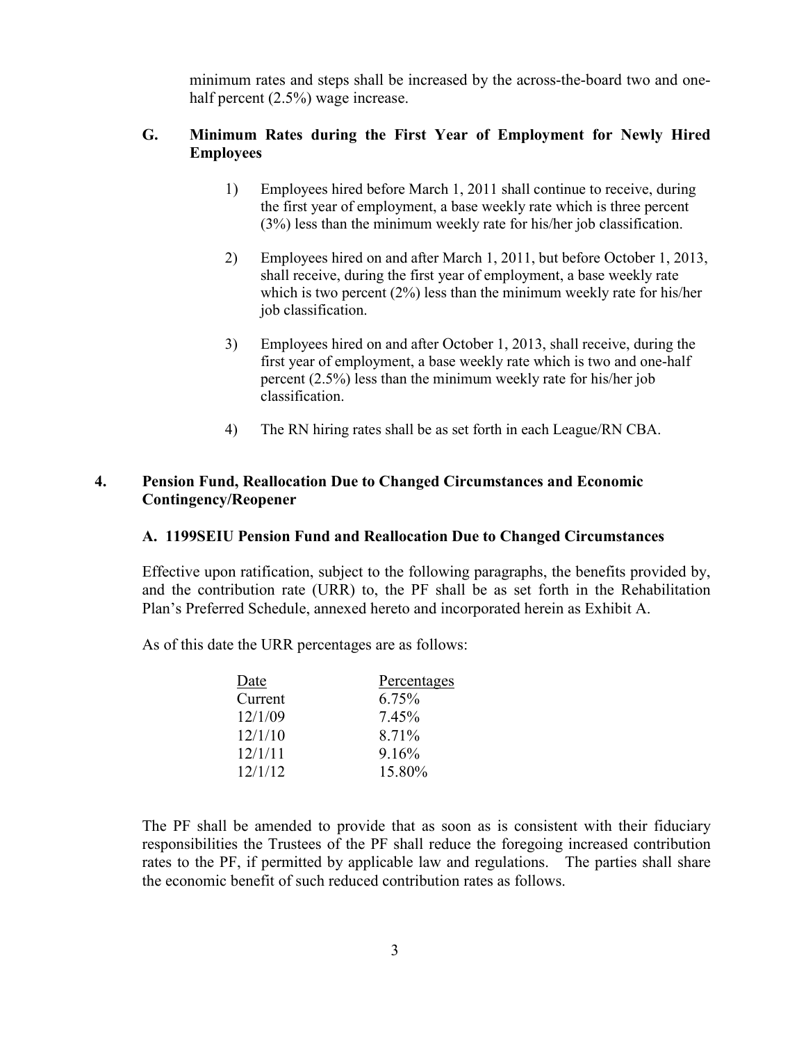minimum rates and steps shall be increased by the across-the-board two and one-half percent (2.5%) wage increase.

### G. Minimum Rates during the First Year of Employment for Newly Hired Employees

1) Employees hired before March 1, 2011 shall continue to receive, during the first year of employment, a base weekly rate which is three percent (3%) less than the minimum weekly rate for his/her job classification.

2) Employees hired on and after March 1, 2011, but before October 1, 2013, shall receive, during the first year of employment, a base weekly rate which is two percent (2%) less than the minimum weekly rate for his/her job classification.

3) Employees hired on and after October 1, 2013, shall receive, during the first year of employment, a base weekly rate which is two and one-half percent (2.5%) less than the minimum weekly rate for his/her job classification.

4) The RN hiring rates shall be as set forth in each League/RN CBA.

## 4. Pension Fund, Reallocation Due to Changed Circumstances and Economic Contingency/Reopener

### A. 1199SEIU Pension Fund and Reallocation Due to Changed Circumstances

Effective upon ratification, subject to the following paragraphs, the benefits provided by, and the contribution rate (URR) to, the PF shall be as set forth in the Rehabilitation Plan's Preferred Schedule, annexed hereto and incorporated herein as Exhibit A.

As of this date the URR percentages are as follows:

| Date | Percentages |
|---|---|
| Current | 6.75% |
| 12/1/09 | 7.45% |
| 12/1/10 | 8.71% |
| 12/1/11 | 9.16% |
| 12/1/12 | 15.80% |

The PF shall be amended to provide that as soon as is consistent with their fiduciary responsibilities the Trustees of the PF shall reduce the foregoing increased contribution rates to the PF, if permitted by applicable law and regulations. The parties shall share the economic benefit of such reduced contribution rates as follows.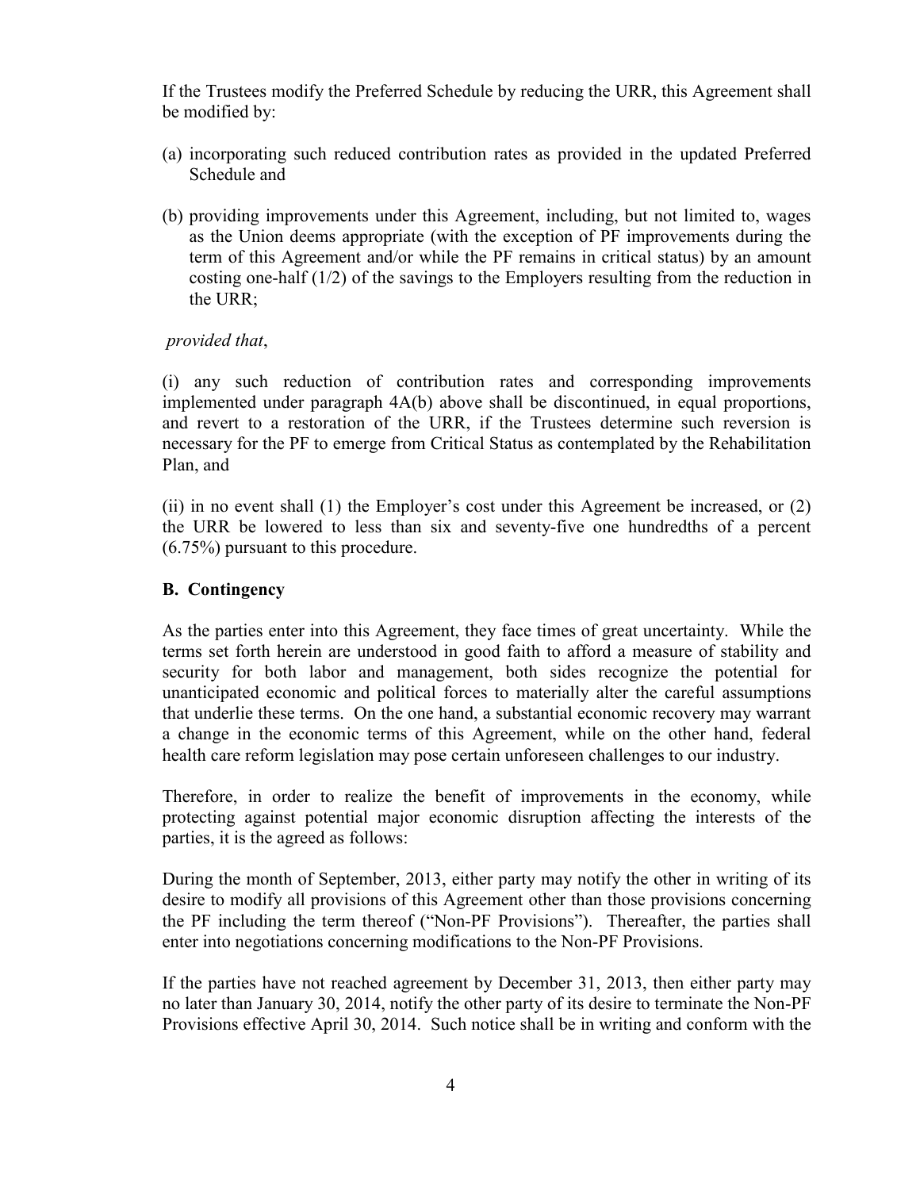If the Trustees modify the Preferred Schedule by reducing the URR, this Agreement shall be modified by:

(a) incorporating such reduced contribution rates as provided in the updated Preferred Schedule and

(b) providing improvements under this Agreement, including, but not limited to, wages as the Union deems appropriate (with the exception of PF improvements during the term of this Agreement and/or while the PF remains in critical status) by an amount costing one-half (1/2) of the savings to the Employers resulting from the reduction in the URR;

*provided that*,

(i) any such reduction of contribution rates and corresponding improvements implemented under paragraph 4A(b) above shall be discontinued, in equal proportions, and revert to a restoration of the URR, if the Trustees determine such reversion is necessary for the PF to emerge from Critical Status as contemplated by the Rehabilitation Plan, and

(ii) in no event shall (1) the Employer's cost under this Agreement be increased, or (2) the URR be lowered to less than six and seventy-five one hundredths of a percent (6.75%) pursuant to this procedure.

### B. Contingency

As the parties enter into this Agreement, they face times of great uncertainty. While the terms set forth herein are understood in good faith to afford a measure of stability and security for both labor and management, both sides recognize the potential for unanticipated economic and political forces to materially alter the careful assumptions that underlie these terms. On the one hand, a substantial economic recovery may warrant a change in the economic terms of this Agreement, while on the other hand, federal health care reform legislation may pose certain unforeseen challenges to our industry.

Therefore, in order to realize the benefit of improvements in the economy, while protecting against potential major economic disruption affecting the interests of the parties, it is the agreed as follows:

During the month of September, 2013, either party may notify the other in writing of its desire to modify all provisions of this Agreement other than those provisions concerning the PF including the term thereof ("Non-PF Provisions"). Thereafter, the parties shall enter into negotiations concerning modifications to the Non-PF Provisions.

If the parties have not reached agreement by December 31, 2013, then either party may no later than January 30, 2014, notify the other party of its desire to terminate the Non-PF Provisions effective April 30, 2014. Such notice shall be in writing and conform with the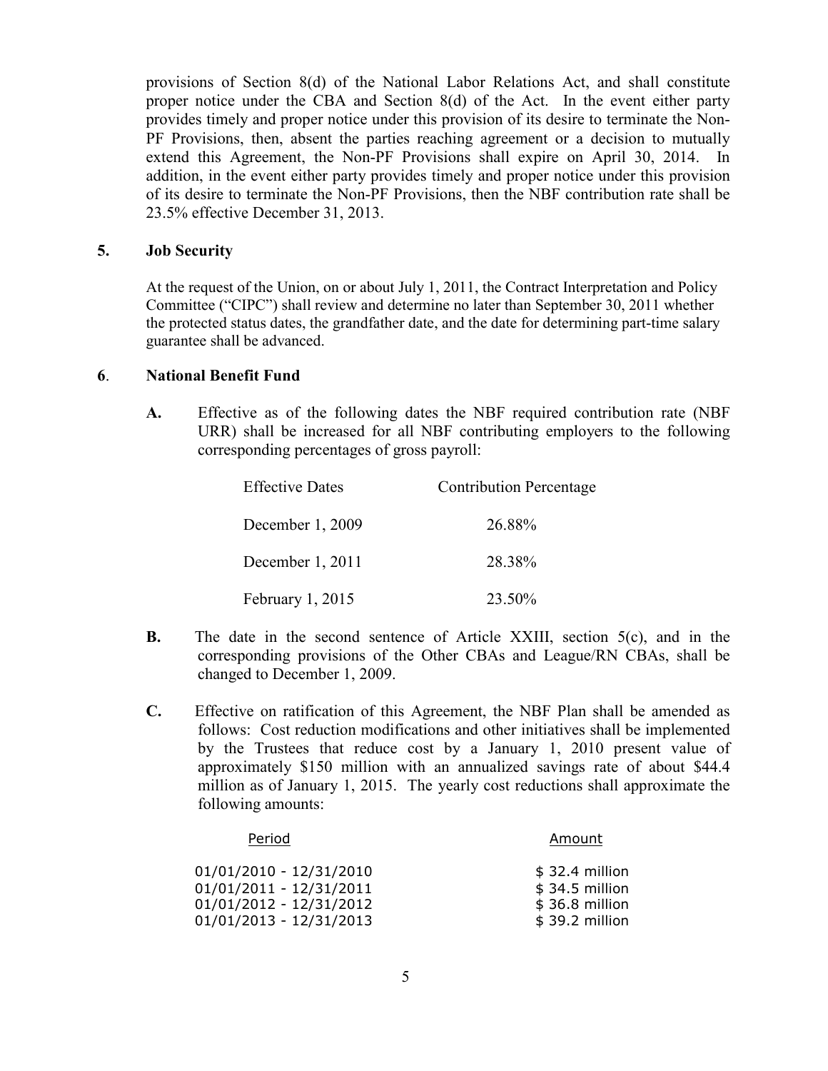provisions of Section 8(d) of the National Labor Relations Act, and shall constitute proper notice under the CBA and Section 8(d) of the Act. In the event either party provides timely and proper notice under this provision of its desire to terminate the Non-PF Provisions, then, absent the parties reaching agreement or a decision to mutually extend this Agreement, the Non-PF Provisions shall expire on April 30, 2014. In addition, in the event either party provides timely and proper notice under this provision of its desire to terminate the Non-PF Provisions, then the NBF contribution rate shall be 23.5% effective December 31, 2013.

**5. Job Security**

At the request of the Union, on or about July 1, 2011, the Contract Interpretation and Policy Committee ("CIPC") shall review and determine no later than September 30, 2011 whether the protected status dates, the grandfather date, and the date for determining part-time salary guarantee shall be advanced.

**6. National Benefit Fund**

**A.** Effective as of the following dates the NBF required contribution rate (NBF URR) shall be increased for all NBF contributing employers to the following corresponding percentages of gross payroll:

| Effective Dates | Contribution Percentage |
|---|---|
| December 1, 2009 | 26.88% |
| December 1, 2011 | 28.38% |
| February 1, 2015 | 23.50% |

**B.** The date in the second sentence of Article XXIII, section 5(c), and in the corresponding provisions of the Other CBAs and League/RN CBAs, shall be changed to December 1, 2009.

**C.** Effective on ratification of this Agreement, the NBF Plan shall be amended as follows: Cost reduction modifications and other initiatives shall be implemented by the Trustees that reduce cost by a January 1, 2010 present value of approximately $150 million with an annualized savings rate of about $44.4 million as of January 1, 2015. The yearly cost reductions shall approximate the following amounts:

| Period | Amount |
|---|---|
| 01/01/2010 - 12/31/2010 | $ 32.4 million |
| 01/01/2011 - 12/31/2011 | $ 34.5 million |
| 01/01/2012 - 12/31/2012 | $ 36.8 million |
| 01/01/2013 - 12/31/2013 | $ 39.2 million |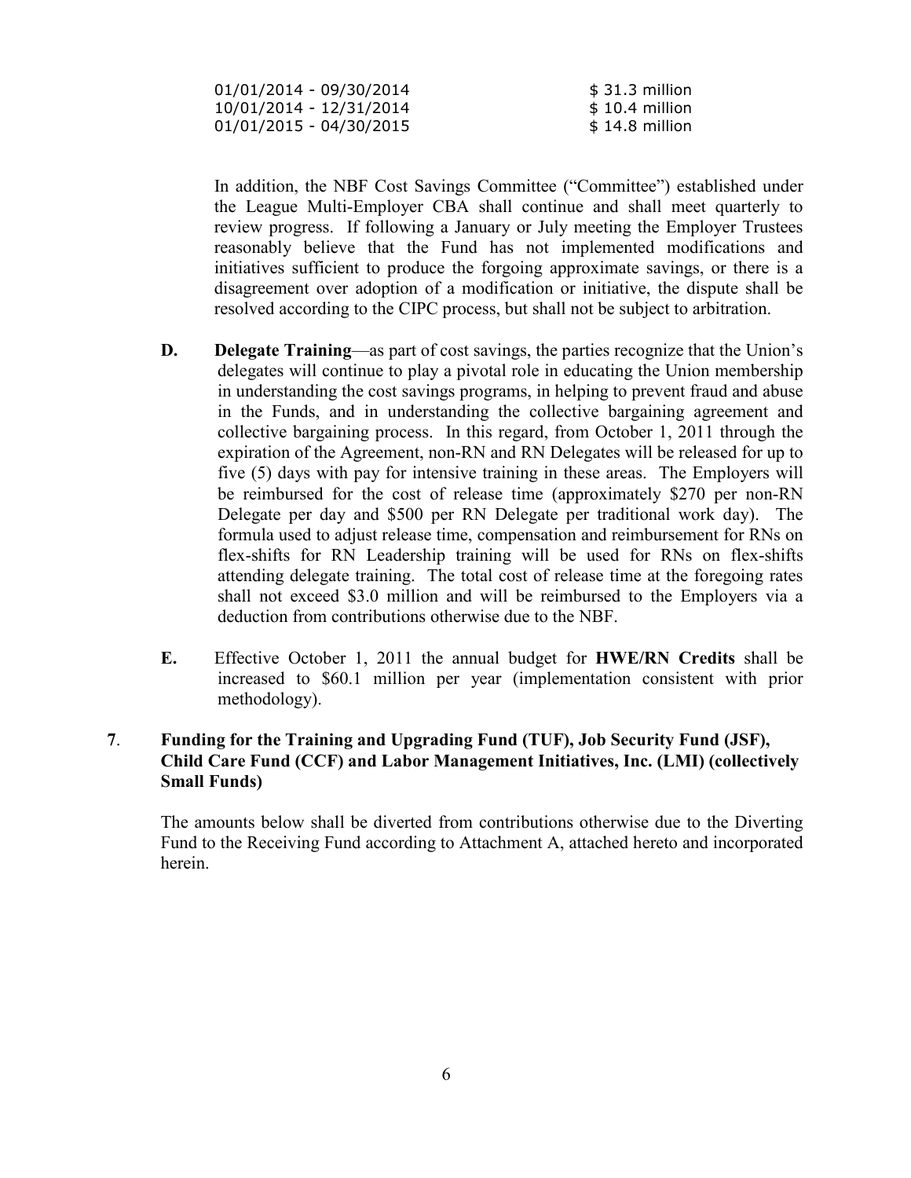| | |
|---|---|
| 01/01/2014 - 09/30/2014 | $ 31.3 million |
| 10/01/2014 - 12/31/2014 | $ 10.4 million |
| 01/01/2015 - 04/30/2015 | $ 14.8 million |

In addition, the NBF Cost Savings Committee ("Committee") established under the League Multi-Employer CBA shall continue and shall meet quarterly to review progress. If following a January or July meeting the Employer Trustees reasonably believe that the Fund has not implemented modifications and initiatives sufficient to produce the forgoing approximate savings, or there is a disagreement over adoption of a modification or initiative, the dispute shall be resolved according to the CIPC process, but shall not be subject to arbitration.

**D.** **Delegate Training**—as part of cost savings, the parties recognize that the Union's delegates will continue to play a pivotal role in educating the Union membership in understanding the cost savings programs, in helping to prevent fraud and abuse in the Funds, and in understanding the collective bargaining agreement and collective bargaining process. In this regard, from October 1, 2011 through the expiration of the Agreement, non-RN and RN Delegates will be released for up to five (5) days with pay for intensive training in these areas. The Employers will be reimbursed for the cost of release time (approximately $270 per non-RN Delegate per day and $500 per RN Delegate per traditional work day). The formula used to adjust release time, compensation and reimbursement for RNs on flex-shifts for RN Leadership training will be used for RNs on flex-shifts attending delegate training. The total cost of release time at the foregoing rates shall not exceed $3.0 million and will be reimbursed to the Employers via a deduction from contributions otherwise due to the NBF.

**E.** Effective October 1, 2011 the annual budget for **HWE/RN Credits** shall be increased to $60.1 million per year (implementation consistent with prior methodology).

**7. Funding for the Training and Upgrading Fund (TUF), Job Security Fund (JSF), Child Care Fund (CCF) and Labor Management Initiatives, Inc. (LMI) (collectively Small Funds)**

The amounts below shall be diverted from contributions otherwise due to the Diverting Fund to the Receiving Fund according to Attachment A, attached hereto and incorporated herein.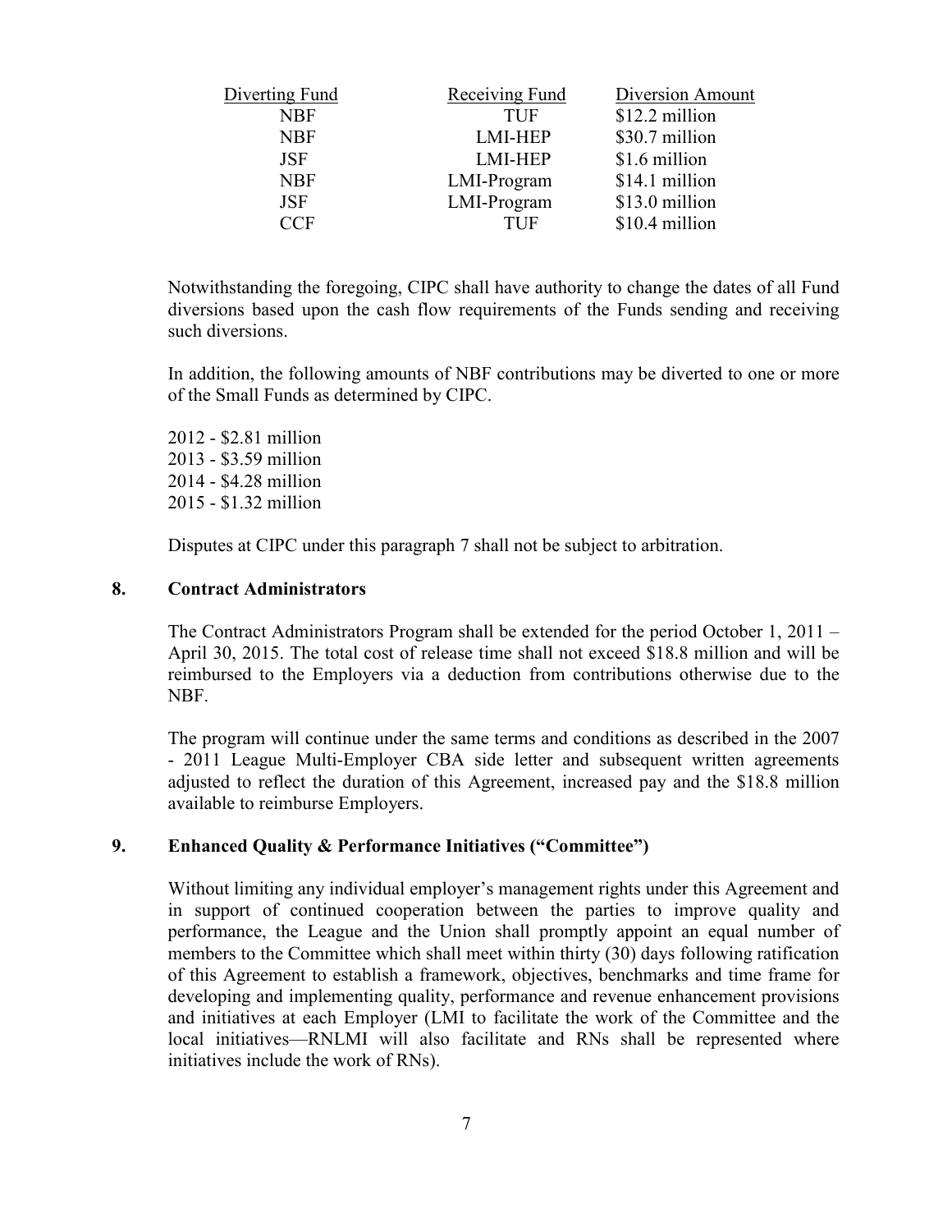| Diverting Fund | Receiving Fund | Diversion Amount |
|---|---|---|
| NBF | TUF | \$12.2 million |
| NBF | LMI-HEP | \$30.7 million |
| JSF | LMI-HEP | \$1.6 million |
| NBF | LMI-Program | \$14.1 million |
| JSF | LMI-Program | \$13.0 million |
| CCF | TUF | \$10.4 million |

Notwithstanding the foregoing, CIPC shall have authority to change the dates of all Fund diversions based upon the cash flow requirements of the Funds sending and receiving such diversions.

In addition, the following amounts of NBF contributions may be diverted to one or more of the Small Funds as determined by CIPC.

2012 - \$2.81 million
2013 - \$3.59 million
2014 - \$4.28 million
2015 - \$1.32 million

Disputes at CIPC under this paragraph 7 shall not be subject to arbitration.

## 8. Contract Administrators

The Contract Administrators Program shall be extended for the period October 1, 2011 – April 30, 2015. The total cost of release time shall not exceed \$18.8 million and will be reimbursed to the Employers via a deduction from contributions otherwise due to the NBF.

The program will continue under the same terms and conditions as described in the 2007 - 2011 League Multi-Employer CBA side letter and subsequent written agreements adjusted to reflect the duration of this Agreement, increased pay and the \$18.8 million available to reimburse Employers.

## 9. Enhanced Quality & Performance Initiatives ("Committee")

Without limiting any individual employer's management rights under this Agreement and in support of continued cooperation between the parties to improve quality and performance, the League and the Union shall promptly appoint an equal number of members to the Committee which shall meet within thirty (30) days following ratification of this Agreement to establish a framework, objectives, benchmarks and time frame for developing and implementing quality, performance and revenue enhancement provisions and initiatives at each Employer (LMI to facilitate the work of the Committee and the local initiatives—RNLMI will also facilitate and RNs shall be represented where initiatives include the work of RNs).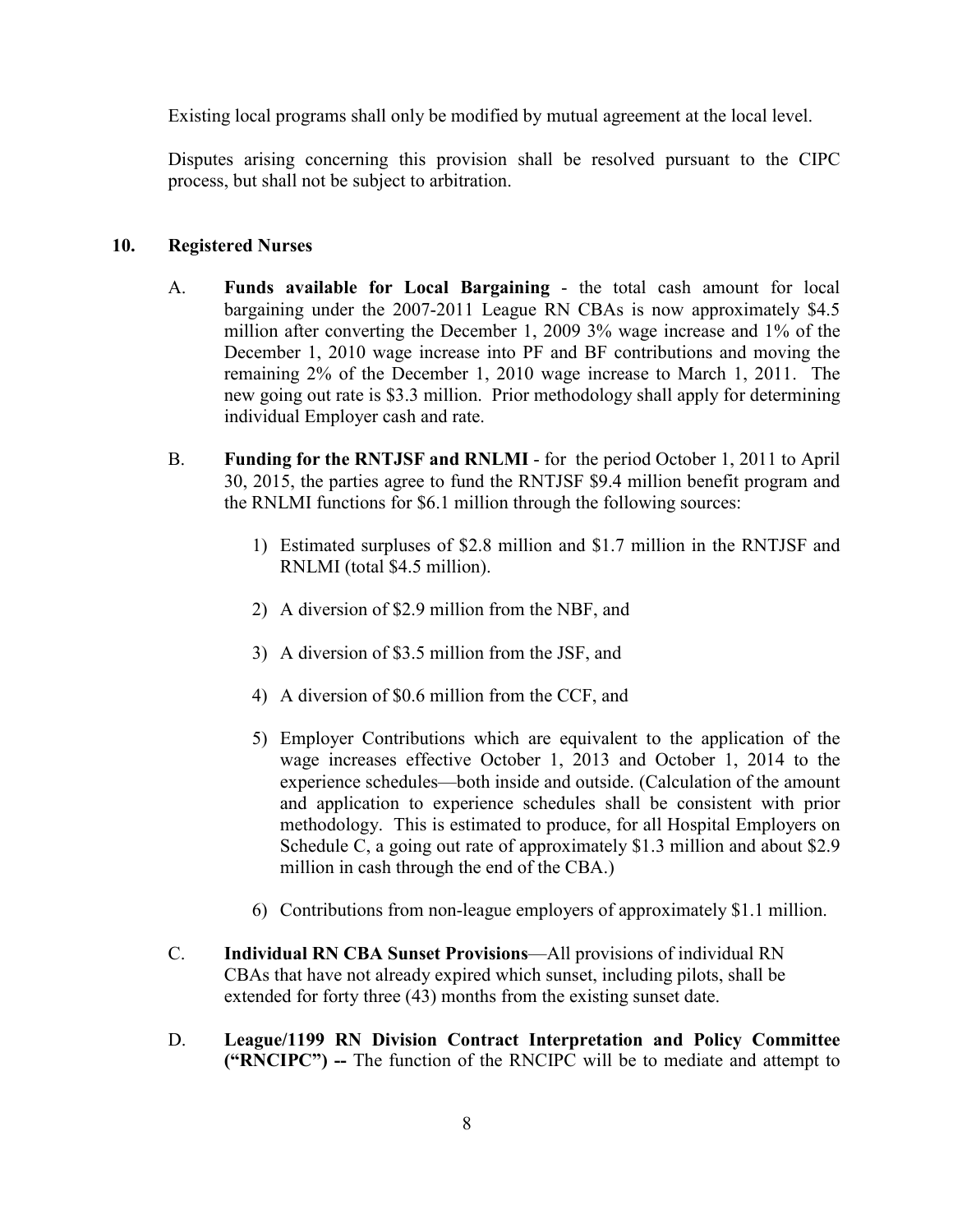Existing local programs shall only be modified by mutual agreement at the local level.

Disputes arising concerning this provision shall be resolved pursuant to the CIPC process, but shall not be subject to arbitration.

**10. Registered Nurses**

A. **Funds available for Local Bargaining** - the total cash amount for local bargaining under the 2007-2011 League RN CBAs is now approximately $4.5 million after converting the December 1, 2009 3% wage increase and 1% of the December 1, 2010 wage increase into PF and BF contributions and moving the remaining 2% of the December 1, 2010 wage increase to March 1, 2011. The new going out rate is $3.3 million. Prior methodology shall apply for determining individual Employer cash and rate.

B. **Funding for the RNTJSF and RNLMI** - for the period October 1, 2011 to April 30, 2015, the parties agree to fund the RNTJSF $9.4 million benefit program and the RNLMI functions for $6.1 million through the following sources:

1) Estimated surpluses of $2.8 million and $1.7 million in the RNTJSF and RNLMI (total $4.5 million).

2) A diversion of $2.9 million from the NBF, and

3) A diversion of $3.5 million from the JSF, and

4) A diversion of $0.6 million from the CCF, and

5) Employer Contributions which are equivalent to the application of the wage increases effective October 1, 2013 and October 1, 2014 to the experience schedules—both inside and outside. (Calculation of the amount and application to experience schedules shall be consistent with prior methodology. This is estimated to produce, for all Hospital Employers on Schedule C, a going out rate of approximately $1.3 million and about $2.9 million in cash through the end of the CBA.)

6) Contributions from non-league employers of approximately $1.1 million.

C. **Individual RN CBA Sunset Provisions**—All provisions of individual RN CBAs that have not already expired which sunset, including pilots, shall be extended for forty three (43) months from the existing sunset date.

D. **League/1199 RN Division Contract Interpretation and Policy Committee ("RNCIPC") --** The function of the RNCIPC will be to mediate and attempt to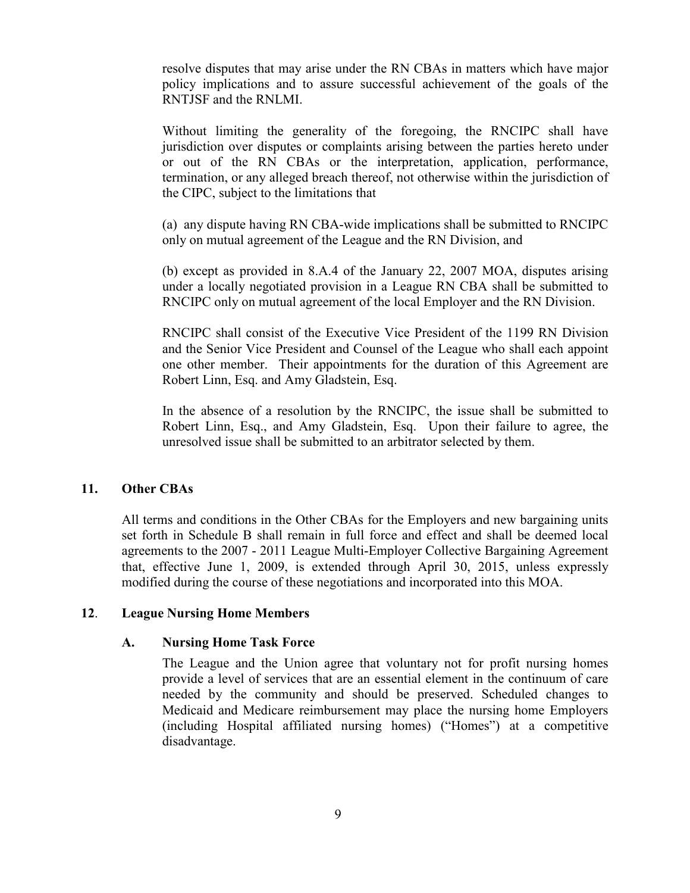resolve disputes that may arise under the RN CBAs in matters which have major policy implications and to assure successful achievement of the goals of the RNTJSF and the RNLMI.

Without limiting the generality of the foregoing, the RNCIPC shall have jurisdiction over disputes or complaints arising between the parties hereto under or out of the RN CBAs or the interpretation, application, performance, termination, or any alleged breach thereof, not otherwise within the jurisdiction of the CIPC, subject to the limitations that

(a) any dispute having RN CBA-wide implications shall be submitted to RNCIPC only on mutual agreement of the League and the RN Division, and

(b) except as provided in 8.A.4 of the January 22, 2007 MOA, disputes arising under a locally negotiated provision in a League RN CBA shall be submitted to RNCIPC only on mutual agreement of the local Employer and the RN Division.

RNCIPC shall consist of the Executive Vice President of the 1199 RN Division and the Senior Vice President and Counsel of the League who shall each appoint one other member. Their appointments for the duration of this Agreement are Robert Linn, Esq. and Amy Gladstein, Esq.

In the absence of a resolution by the RNCIPC, the issue shall be submitted to Robert Linn, Esq., and Amy Gladstein, Esq. Upon their failure to agree, the unresolved issue shall be submitted to an arbitrator selected by them.

## 11. Other CBAs

All terms and conditions in the Other CBAs for the Employers and new bargaining units set forth in Schedule B shall remain in full force and effect and shall be deemed local agreements to the 2007 - 2011 League Multi-Employer Collective Bargaining Agreement that, effective June 1, 2009, is extended through April 30, 2015, unless expressly modified during the course of these negotiations and incorporated into this MOA.

## 12. League Nursing Home Members

### A. Nursing Home Task Force

The League and the Union agree that voluntary not for profit nursing homes provide a level of services that are an essential element in the continuum of care needed by the community and should be preserved. Scheduled changes to Medicaid and Medicare reimbursement may place the nursing home Employers (including Hospital affiliated nursing homes) ("Homes") at a competitive disadvantage.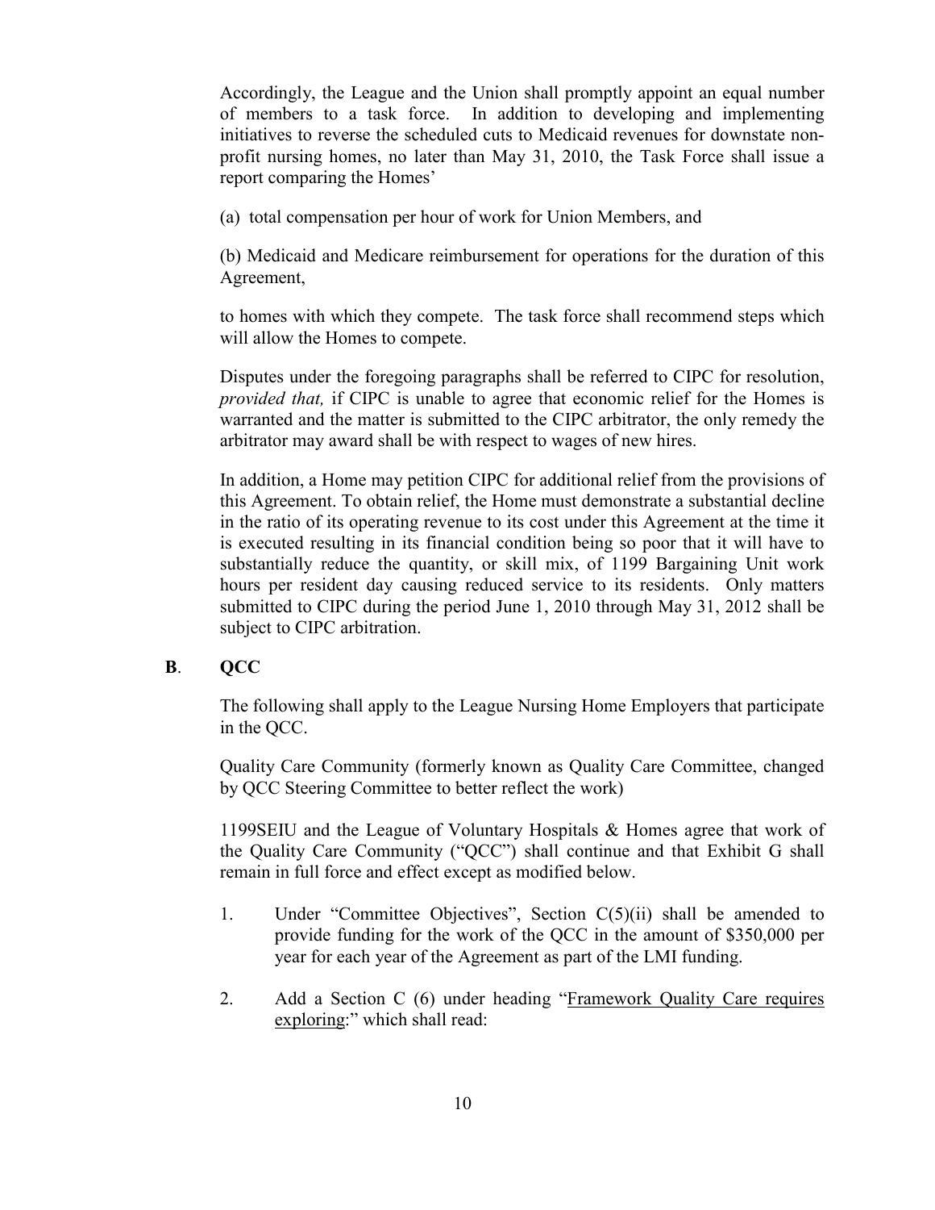Accordingly, the League and the Union shall promptly appoint an equal number of members to a task force. In addition to developing and implementing initiatives to reverse the scheduled cuts to Medicaid revenues for downstate non-profit nursing homes, no later than May 31, 2010, the Task Force shall issue a report comparing the Homes'

(a) total compensation per hour of work for Union Members, and

(b) Medicaid and Medicare reimbursement for operations for the duration of this Agreement,

to homes with which they compete. The task force shall recommend steps which will allow the Homes to compete.

Disputes under the foregoing paragraphs shall be referred to CIPC for resolution, *provided that,* if CIPC is unable to agree that economic relief for the Homes is warranted and the matter is submitted to the CIPC arbitrator, the only remedy the arbitrator may award shall be with respect to wages of new hires.

In addition, a Home may petition CIPC for additional relief from the provisions of this Agreement. To obtain relief, the Home must demonstrate a substantial decline in the ratio of its operating revenue to its cost under this Agreement at the time it is executed resulting in its financial condition being so poor that it will have to substantially reduce the quantity, or skill mix, of 1199 Bargaining Unit work hours per resident day causing reduced service to its residents. Only matters submitted to CIPC during the period June 1, 2010 through May 31, 2012 shall be subject to CIPC arbitration.

**B. QCC**

The following shall apply to the League Nursing Home Employers that participate in the QCC.

Quality Care Community (formerly known as Quality Care Committee, changed by QCC Steering Committee to better reflect the work)

1199SEIU and the League of Voluntary Hospitals & Homes agree that work of the Quality Care Community ("QCC") shall continue and that Exhibit G shall remain in full force and effect except as modified below.

1. Under "Committee Objectives", Section C(5)(ii) shall be amended to provide funding for the work of the QCC in the amount of $350,000 per year for each year of the Agreement as part of the LMI funding.

2. Add a Section C (6) under heading "Framework Quality Care requires exploring:" which shall read: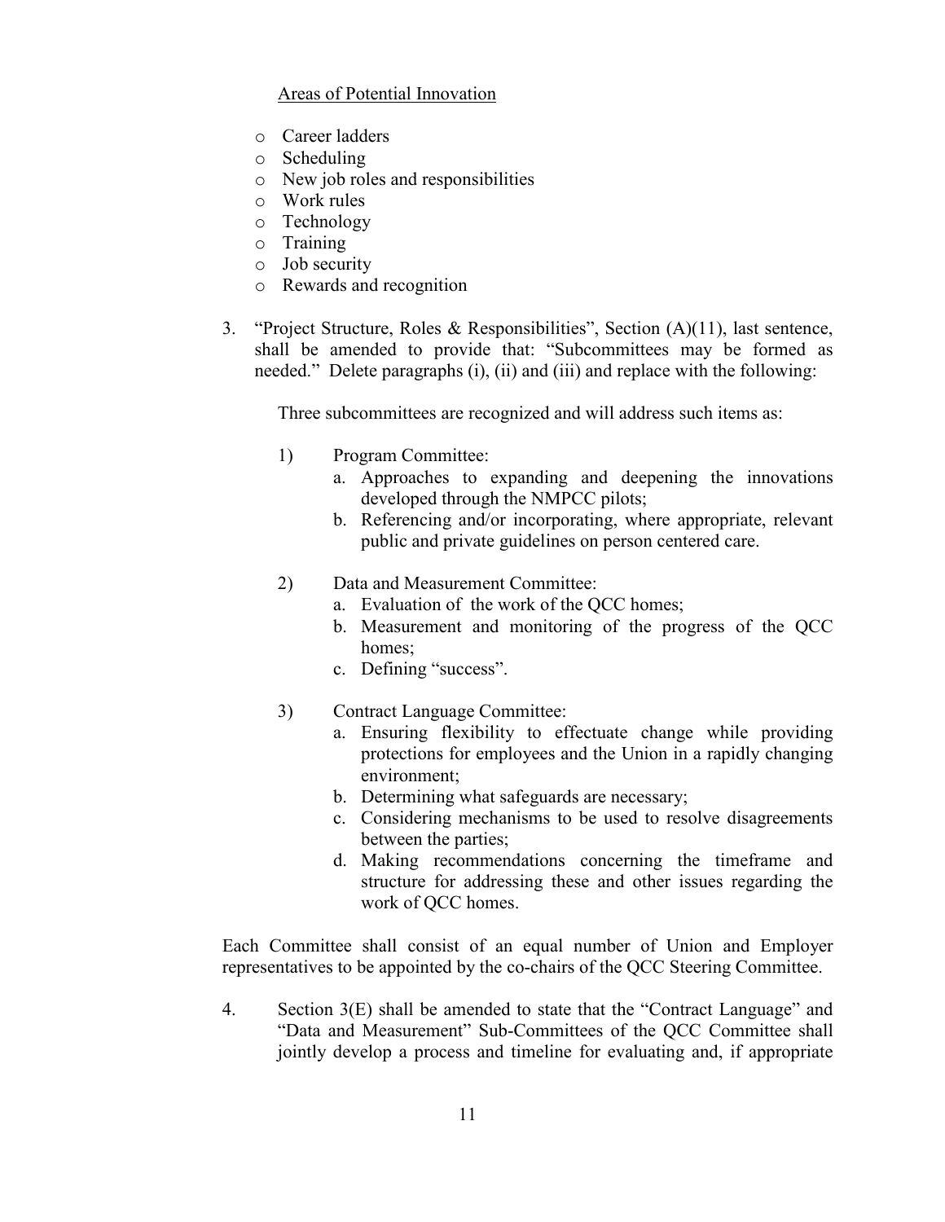Areas of Potential Innovation

- Career ladders
- Scheduling
- New job roles and responsibilities
- Work rules
- Technology
- Training
- Job security
- Rewards and recognition

3. "Project Structure, Roles & Responsibilities", Section (A)(11), last sentence, shall be amended to provide that: "Subcommittees may be formed as needed." Delete paragraphs (i), (ii) and (iii) and replace with the following:

   Three subcommittees are recognized and will address such items as:

   1) Program Committee:
      a. Approaches to expanding and deepening the innovations developed through the NMPCC pilots;
      b. Referencing and/or incorporating, where appropriate, relevant public and private guidelines on person centered care.

   2) Data and Measurement Committee:
      a. Evaluation of the work of the QCC homes;
      b. Measurement and monitoring of the progress of the QCC homes;
      c. Defining "success".

   3) Contract Language Committee:
      a. Ensuring flexibility to effectuate change while providing protections for employees and the Union in a rapidly changing environment;
      b. Determining what safeguards are necessary;
      c. Considering mechanisms to be used to resolve disagreements between the parties;
      d. Making recommendations concerning the timeframe and structure for addressing these and other issues regarding the work of QCC homes.

Each Committee shall consist of an equal number of Union and Employer representatives to be appointed by the co-chairs of the QCC Steering Committee.

4. Section 3(E) shall be amended to state that the "Contract Language" and "Data and Measurement" Sub-Committees of the QCC Committee shall jointly develop a process and timeline for evaluating and, if appropriate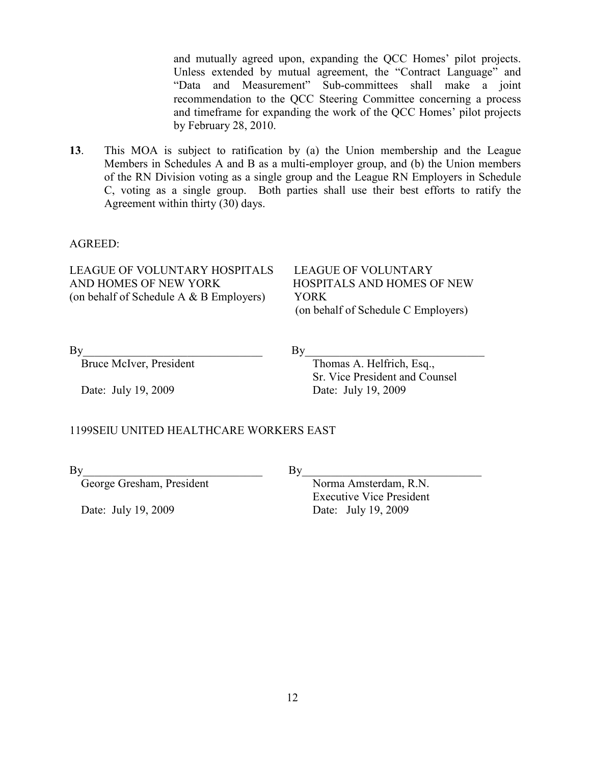and mutually agreed upon, expanding the QCC Homes' pilot projects. Unless extended by mutual agreement, the "Contract Language" and "Data and Measurement" Sub-committees shall make a joint recommendation to the QCC Steering Committee concerning a process and timeframe for expanding the work of the QCC Homes' pilot projects by February 28, 2010.

**13**. This MOA is subject to ratification by (a) the Union membership and the League Members in Schedules A and B as a multi-employer group, and (b) the Union members of the RN Division voting as a single group and the League RN Employers in Schedule C, voting as a single group. Both parties shall use their best efforts to ratify the Agreement within thirty (30) days.

AGREED:

| LEAGUE OF VOLUNTARY HOSPITALS AND HOMES OF NEW YORK (on behalf of Schedule A & B Employers) | LEAGUE OF VOLUNTARY HOSPITALS AND HOMES OF NEW YORK (on behalf of Schedule C Employers) |
|---|---|
| By_______________________________ | By_______________________________ |
| Bruce McIver, President | Thomas A. Helfrich, Esq., Sr. Vice President and Counsel |
| Date: July 19, 2009 | Date: July 19, 2009 |

1199SEIU UNITED HEALTHCARE WORKERS EAST

| | |
|---|---|
| By_______________________________ | By_______________________________ |
| George Gresham, President | Norma Amsterdam, R.N. Executive Vice President |
| Date: July 19, 2009 | Date: July 19, 2009 |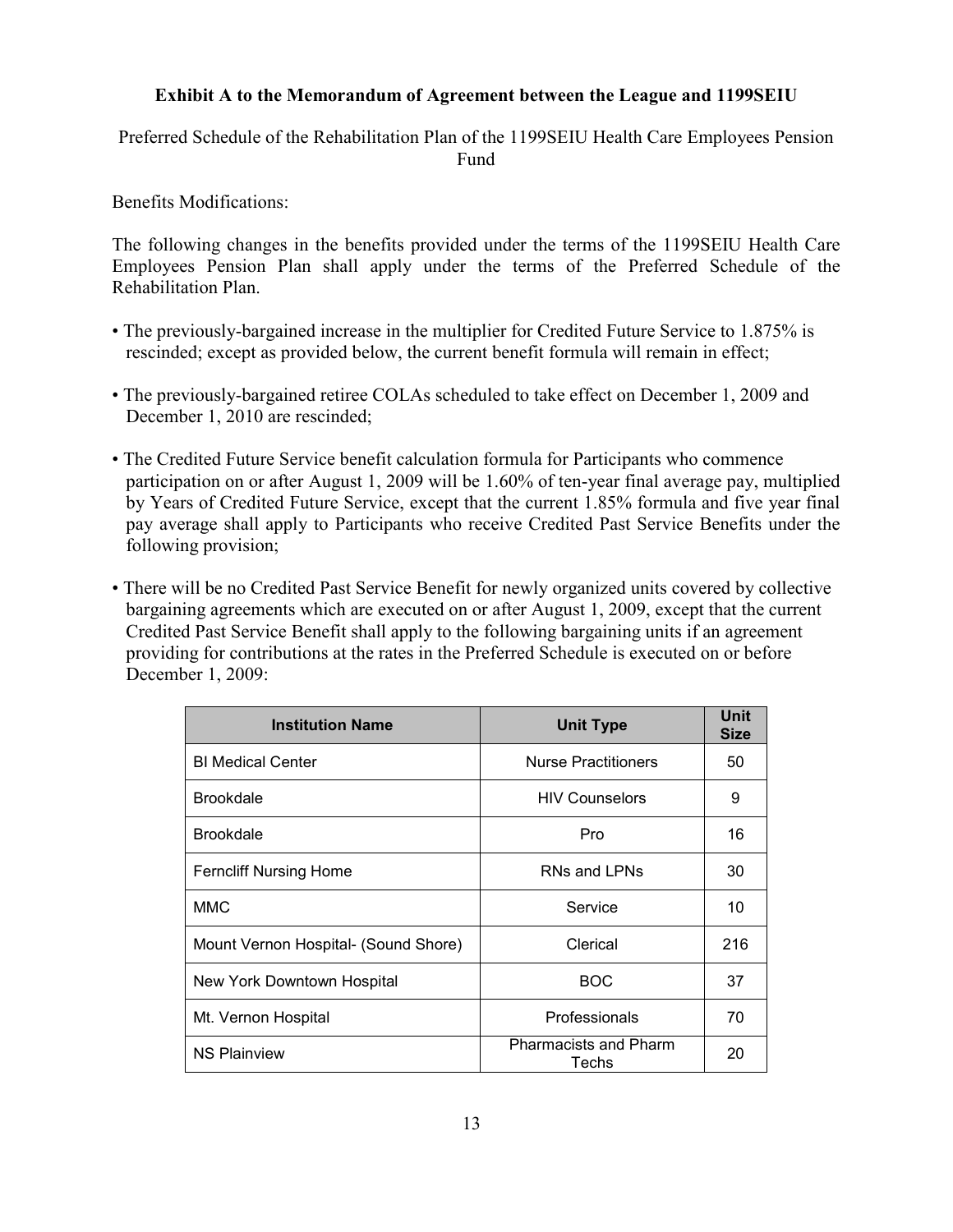**Exhibit A to the Memorandum of Agreement between the League and 1199SEIU**

Preferred Schedule of the Rehabilitation Plan of the 1199SEIU Health Care Employees Pension Fund

Benefits Modifications:

The following changes in the benefits provided under the terms of the 1199SEIU Health Care Employees Pension Plan shall apply under the terms of the Preferred Schedule of the Rehabilitation Plan.

- The previously-bargained increase in the multiplier for Credited Future Service to 1.875% is rescinded; except as provided below, the current benefit formula will remain in effect;
- The previously-bargained retiree COLAs scheduled to take effect on December 1, 2009 and December 1, 2010 are rescinded;
- The Credited Future Service benefit calculation formula for Participants who commence participation on or after August 1, 2009 will be 1.60% of ten-year final average pay, multiplied by Years of Credited Future Service, except that the current 1.85% formula and five year final pay average shall apply to Participants who receive Credited Past Service Benefits under the following provision;
- There will be no Credited Past Service Benefit for newly organized units covered by collective bargaining agreements which are executed on or after August 1, 2009, except that the current Credited Past Service Benefit shall apply to the following bargaining units if an agreement providing for contributions at the rates in the Preferred Schedule is executed on or before December 1, 2009:

| Institution Name | Unit Type | Unit Size |
|---|---|---|
| BI Medical Center | Nurse Practitioners | 50 |
| Brookdale | HIV Counselors | 9 |
| Brookdale | Pro | 16 |
| Ferncliff Nursing Home | RNs and LPNs | 30 |
| MMC | Service | 10 |
| Mount Vernon Hospital- (Sound Shore) | Clerical | 216 |
| New York Downtown Hospital | BOC | 37 |
| Mt. Vernon Hospital | Professionals | 70 |
| NS Plainview | Pharmacists and Pharm Techs | 20 |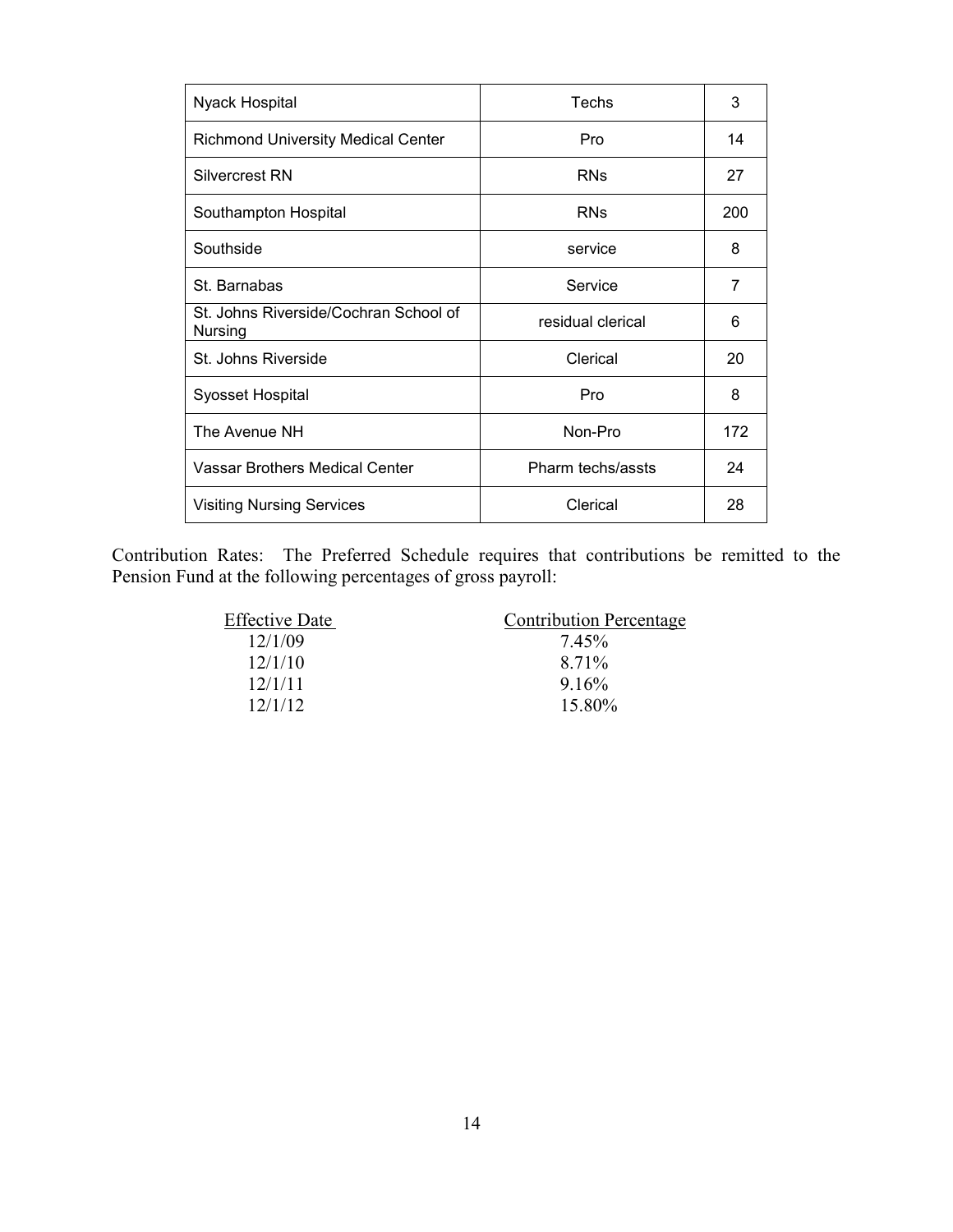| | | |
|---|---|---|
| Nyack Hospital | Techs | 3 |
| Richmond University Medical Center | Pro | 14 |
| Silvercrest RN | RNs | 27 |
| Southampton Hospital | RNs | 200 |
| Southside | service | 8 |
| St. Barnabas | Service | 7 |
| St. Johns Riverside/Cochran School of Nursing | residual clerical | 6 |
| St. Johns Riverside | Clerical | 20 |
| Syosset Hospital | Pro | 8 |
| The Avenue NH | Non-Pro | 172 |
| Vassar Brothers Medical Center | Pharm techs/assts | 24 |
| Visiting Nursing Services | Clerical | 28 |

Contribution Rates: The Preferred Schedule requires that contributions be remitted to the Pension Fund at the following percentages of gross payroll:

| Effective Date | Contribution Percentage |
|---|---|
| 12/1/09 | 7.45% |
| 12/1/10 | 8.71% |
| 12/1/11 | 9.16% |
| 12/1/12 | 15.80% |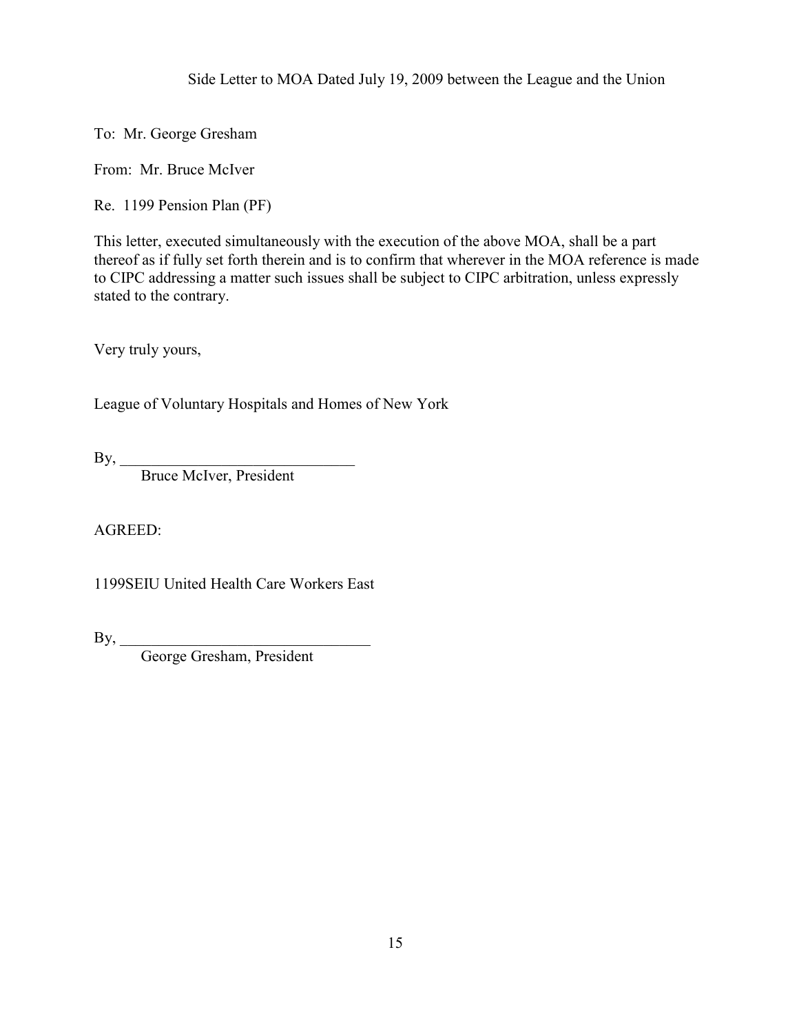Side Letter to MOA Dated July 19, 2009 between the League and the Union

To: Mr. George Gresham

From: Mr. Bruce McIver

Re. 1199 Pension Plan (PF)

This letter, executed simultaneously with the execution of the above MOA, shall be a part thereof as if fully set forth therein and is to confirm that wherever in the MOA reference is made to CIPC addressing a matter such issues shall be subject to CIPC arbitration, unless expressly stated to the contrary.

Very truly yours,

League of Voluntary Hospitals and Homes of New York

By, ______________________________
Bruce McIver, President

AGREED:

1199SEIU United Health Care Workers East

By, ________________________________
George Gresham, President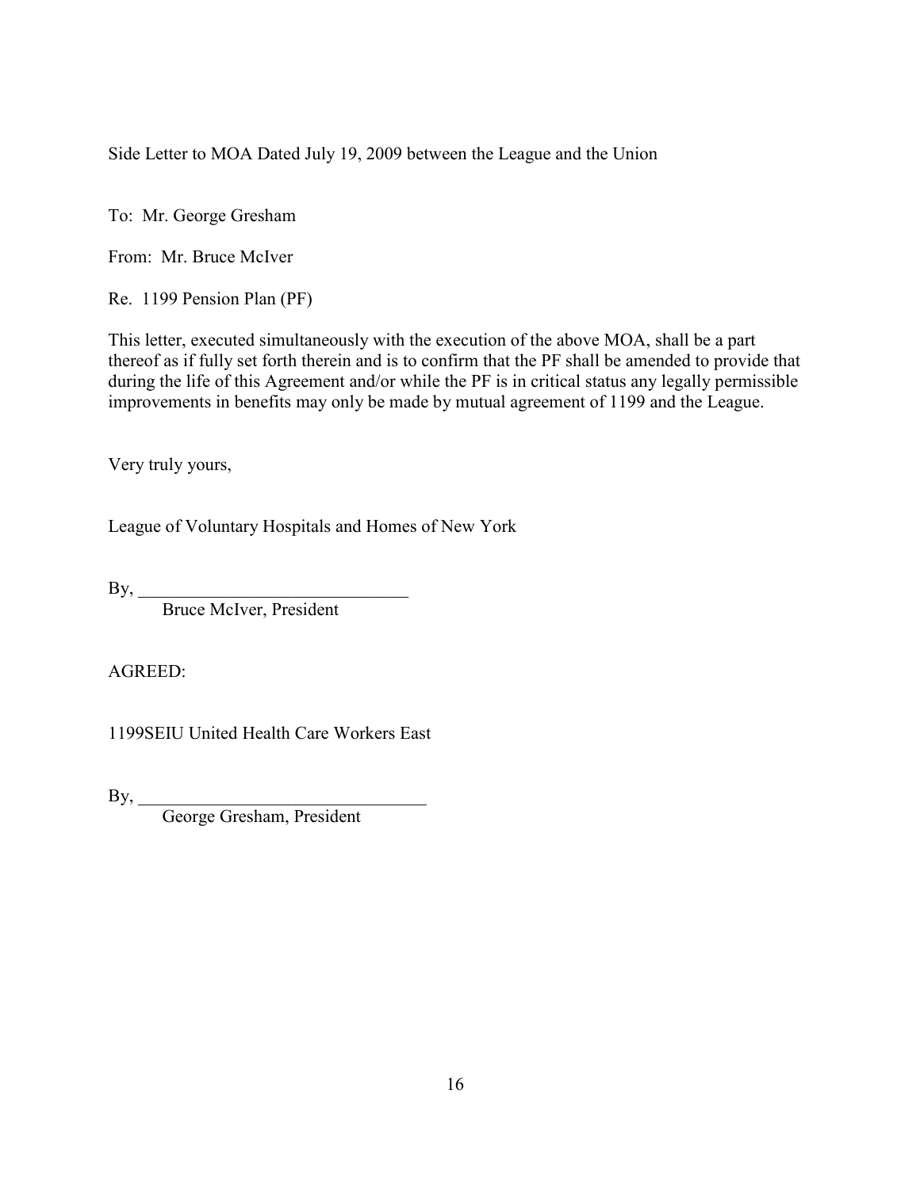Side Letter to MOA Dated July 19, 2009 between the League and the Union

To: Mr. George Gresham

From: Mr. Bruce McIver

Re. 1199 Pension Plan (PF)

This letter, executed simultaneously with the execution of the above MOA, shall be a part thereof as if fully set forth therein and is to confirm that the PF shall be amended to provide that during the life of this Agreement and/or while the PF is in critical status any legally permissible improvements in benefits may only be made by mutual agreement of 1199 and the League.

Very truly yours,

League of Voluntary Hospitals and Homes of New York

By, ______________________________
Bruce McIver, President

AGREED:

1199SEIU United Health Care Workers East

By, ________________________________
George Gresham, President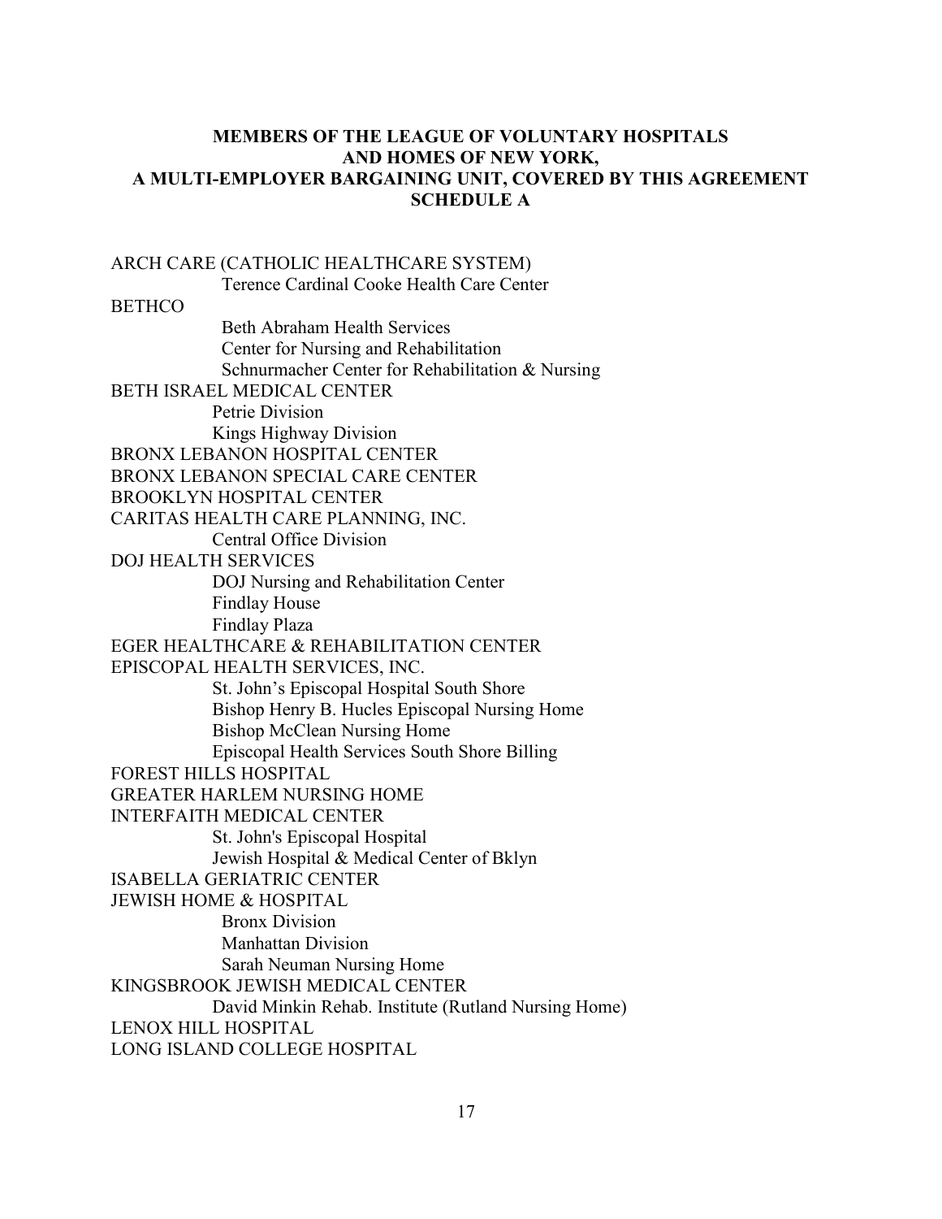## MEMBERS OF THE LEAGUE OF VOLUNTARY HOSPITALS AND HOMES OF NEW YORK, A MULTI-EMPLOYER BARGAINING UNIT, COVERED BY THIS AGREEMENT SCHEDULE A

ARCH CARE (CATHOLIC HEALTHCARE SYSTEM)
- Terence Cardinal Cooke Health Care Center

BETHCO
- Beth Abraham Health Services
- Center for Nursing and Rehabilitation
- Schnurmacher Center for Rehabilitation & Nursing

BETH ISRAEL MEDICAL CENTER
- Petrie Division
- Kings Highway Division

BRONX LEBANON HOSPITAL CENTER

BRONX LEBANON SPECIAL CARE CENTER

BROOKLYN HOSPITAL CENTER

CARITAS HEALTH CARE PLANNING, INC.
- Central Office Division

DOJ HEALTH SERVICES
- DOJ Nursing and Rehabilitation Center
- Findlay House
- Findlay Plaza

EGER HEALTHCARE & REHABILITATION CENTER

EPISCOPAL HEALTH SERVICES, INC.
- St. John's Episcopal Hospital South Shore
- Bishop Henry B. Hucles Episcopal Nursing Home
- Bishop McClean Nursing Home
- Episcopal Health Services South Shore Billing

FOREST HILLS HOSPITAL

GREATER HARLEM NURSING HOME

INTERFAITH MEDICAL CENTER
- St. John's Episcopal Hospital
- Jewish Hospital & Medical Center of Bklyn

ISABELLA GERIATRIC CENTER

JEWISH HOME & HOSPITAL
- Bronx Division
- Manhattan Division
- Sarah Neuman Nursing Home

KINGSBROOK JEWISH MEDICAL CENTER
- David Minkin Rehab. Institute (Rutland Nursing Home)

LENOX HILL HOSPITAL

LONG ISLAND COLLEGE HOSPITAL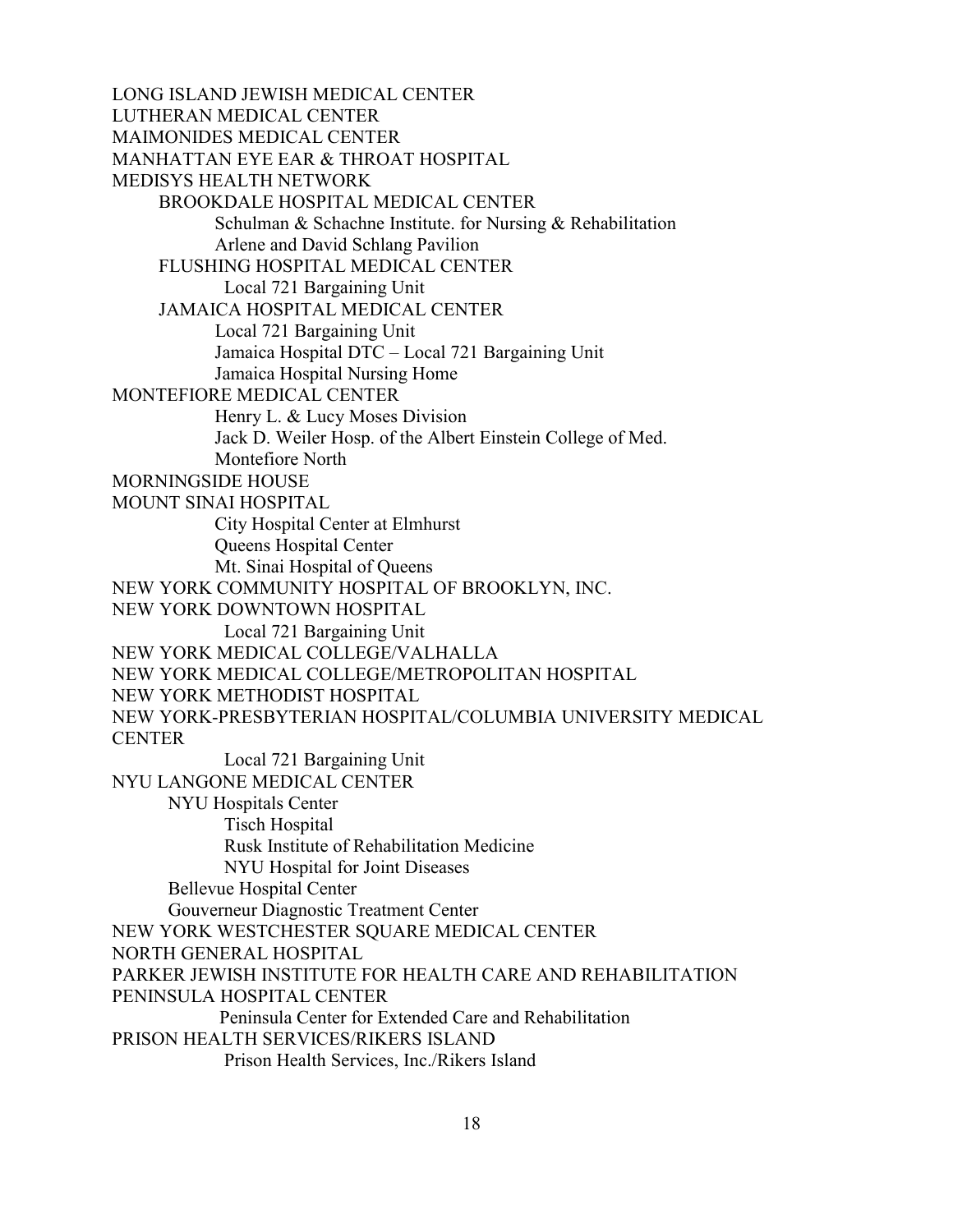LONG ISLAND JEWISH MEDICAL CENTER
LUTHERAN MEDICAL CENTER
MAIMONIDES MEDICAL CENTER
MANHATTAN EYE EAR & THROAT HOSPITAL
MEDISYS HEALTH NETWORK

- BROOKDALE HOSPITAL MEDICAL CENTER
  - Schulman & Schachne Institute. for Nursing & Rehabilitation
  - Arlene and David Schlang Pavilion
- FLUSHING HOSPITAL MEDICAL CENTER
  - Local 721 Bargaining Unit
- JAMAICA HOSPITAL MEDICAL CENTER
  - Local 721 Bargaining Unit
  - Jamaica Hospital DTC – Local 721 Bargaining Unit
  - Jamaica Hospital Nursing Home

MONTEFIORE MEDICAL CENTER

- Henry L. & Lucy Moses Division
- Jack D. Weiler Hosp. of the Albert Einstein College of Med.
- Montefiore North

MORNINGSIDE HOUSE
MOUNT SINAI HOSPITAL

- City Hospital Center at Elmhurst
- Queens Hospital Center
- Mt. Sinai Hospital of Queens

NEW YORK COMMUNITY HOSPITAL OF BROOKLYN, INC.
NEW YORK DOWNTOWN HOSPITAL

- Local 721 Bargaining Unit

NEW YORK MEDICAL COLLEGE/VALHALLA
NEW YORK MEDICAL COLLEGE/METROPOLITAN HOSPITAL
NEW YORK METHODIST HOSPITAL
NEW YORK-PRESBYTERIAN HOSPITAL/COLUMBIA UNIVERSITY MEDICAL CENTER

- Local 721 Bargaining Unit

NYU LANGONE MEDICAL CENTER

- NYU Hospitals Center
  - Tisch Hospital
  - Rusk Institute of Rehabilitation Medicine
  - NYU Hospital for Joint Diseases
- Bellevue Hospital Center
- Gouverneur Diagnostic Treatment Center

NEW YORK WESTCHESTER SQUARE MEDICAL CENTER
NORTH GENERAL HOSPITAL
PARKER JEWISH INSTITUTE FOR HEALTH CARE AND REHABILITATION
PENINSULA HOSPITAL CENTER

- Peninsula Center for Extended Care and Rehabilitation

PRISON HEALTH SERVICES/RIKERS ISLAND

- Prison Health Services, Inc./Rikers Island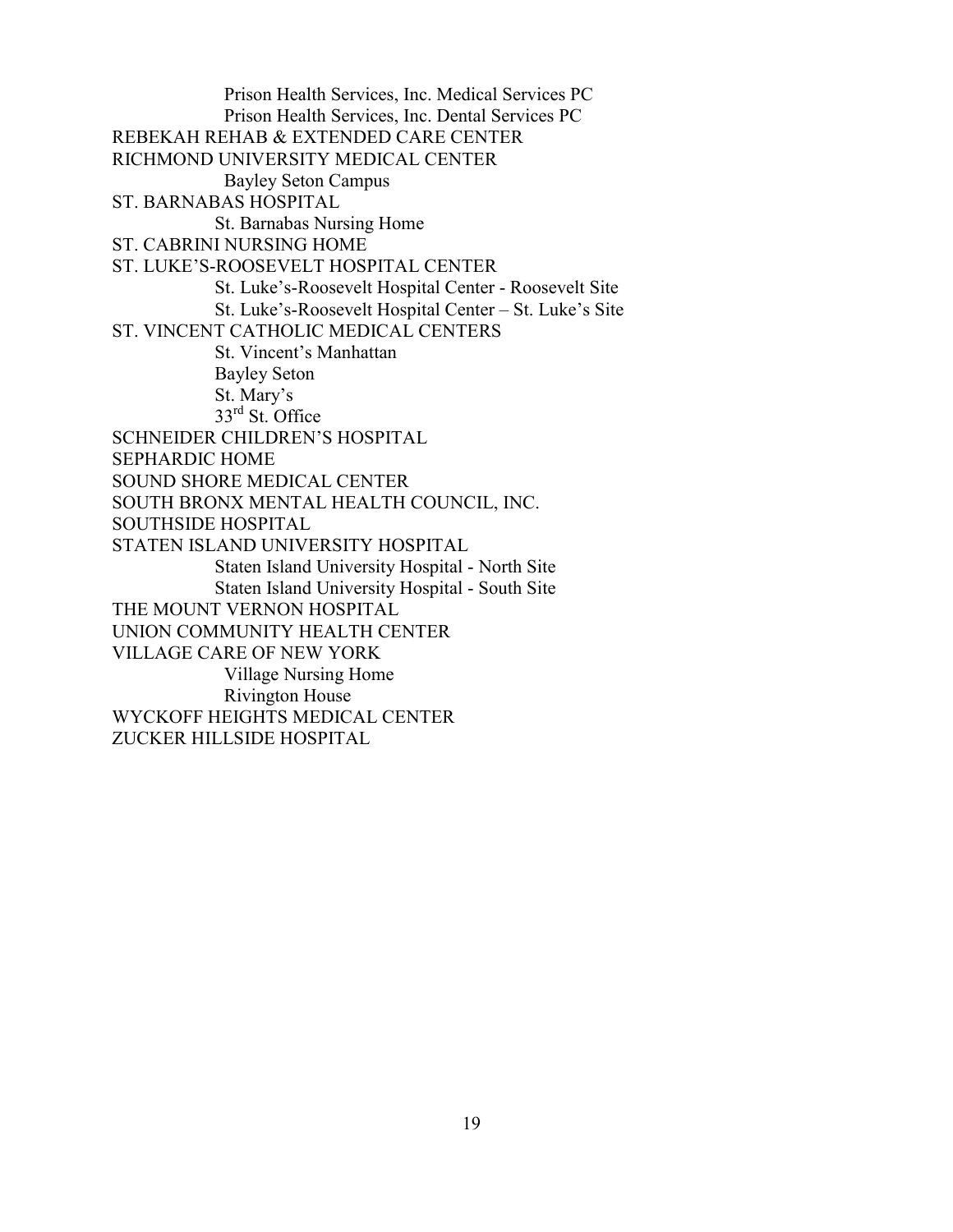- Prison Health Services, Inc. Medical Services PC
- Prison Health Services, Inc. Dental Services PC

REBEKAH REHAB & EXTENDED CARE CENTER

RICHMOND UNIVERSITY MEDICAL CENTER

- Bayley Seton Campus

ST. BARNABAS HOSPITAL

- St. Barnabas Nursing Home

ST. CABRINI NURSING HOME

ST. LUKE'S-ROOSEVELT HOSPITAL CENTER

- St. Luke's-Roosevelt Hospital Center - Roosevelt Site
- St. Luke's-Roosevelt Hospital Center – St. Luke's Site

ST. VINCENT CATHOLIC MEDICAL CENTERS

- St. Vincent's Manhattan
- Bayley Seton
- St. Mary's
- 33rd St. Office

SCHNEIDER CHILDREN'S HOSPITAL

SEPHARDIC HOME

SOUND SHORE MEDICAL CENTER

SOUTH BRONX MENTAL HEALTH COUNCIL, INC.

SOUTHSIDE HOSPITAL

STATEN ISLAND UNIVERSITY HOSPITAL

- Staten Island University Hospital - North Site
- Staten Island University Hospital - South Site

THE MOUNT VERNON HOSPITAL

UNION COMMUNITY HEALTH CENTER

VILLAGE CARE OF NEW YORK

- Village Nursing Home
- Rivington House

WYCKOFF HEIGHTS MEDICAL CENTER

ZUCKER HILLSIDE HOSPITAL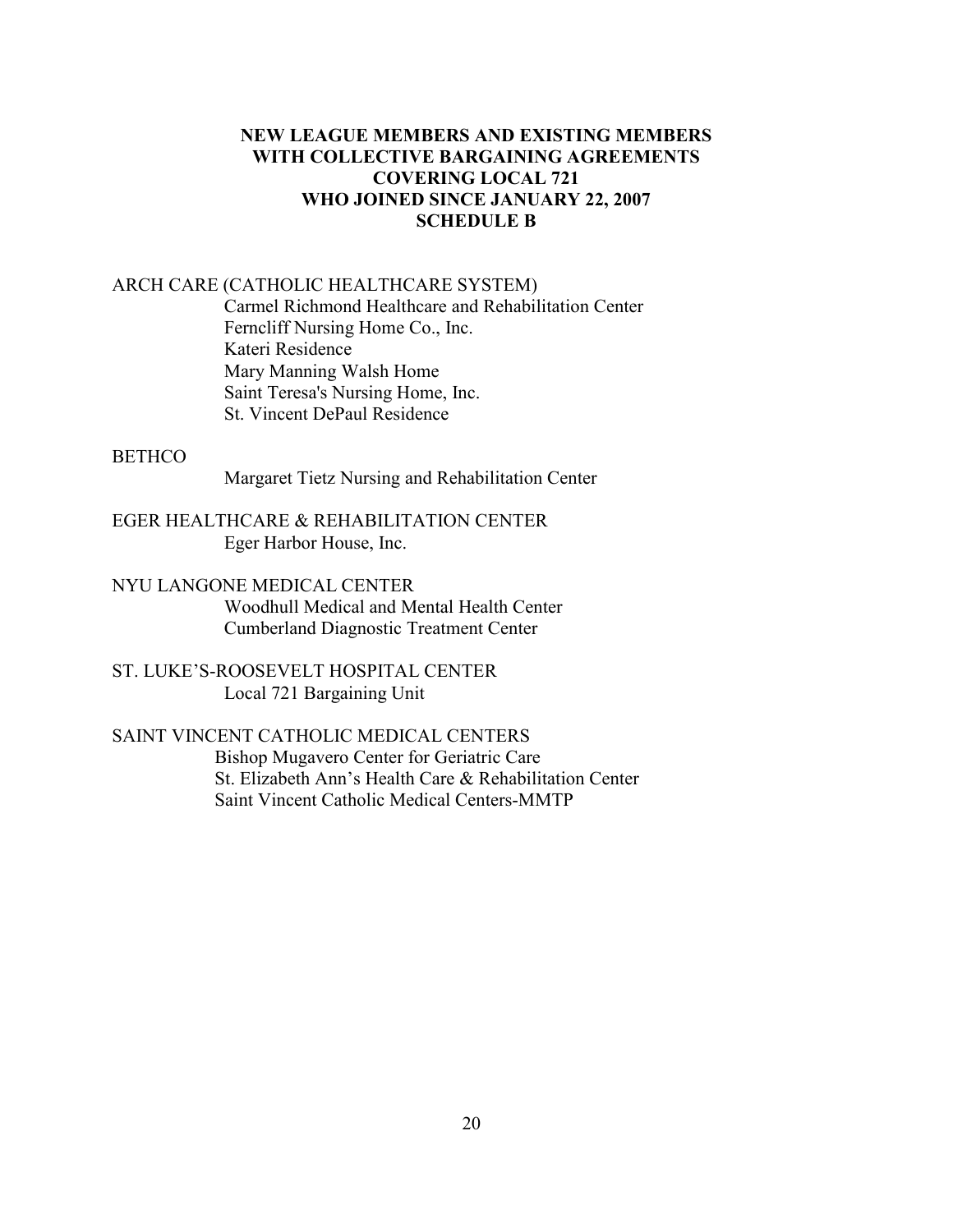## NEW LEAGUE MEMBERS AND EXISTING MEMBERS WITH COLLECTIVE BARGAINING AGREEMENTS COVERING LOCAL 721 WHO JOINED SINCE JANUARY 22, 2007 SCHEDULE B

ARCH CARE (CATHOLIC HEALTHCARE SYSTEM)
- Carmel Richmond Healthcare and Rehabilitation Center
- Ferncliff Nursing Home Co., Inc.
- Kateri Residence
- Mary Manning Walsh Home
- Saint Teresa's Nursing Home, Inc.
- St. Vincent DePaul Residence

BETHCO
- Margaret Tietz Nursing and Rehabilitation Center

EGER HEALTHCARE & REHABILITATION CENTER
- Eger Harbor House, Inc.

NYU LANGONE MEDICAL CENTER
- Woodhull Medical and Mental Health Center
- Cumberland Diagnostic Treatment Center

ST. LUKE'S-ROOSEVELT HOSPITAL CENTER
- Local 721 Bargaining Unit

SAINT VINCENT CATHOLIC MEDICAL CENTERS
- Bishop Mugavero Center for Geriatric Care
- St. Elizabeth Ann's Health Care & Rehabilitation Center
- Saint Vincent Catholic Medical Centers-MMTP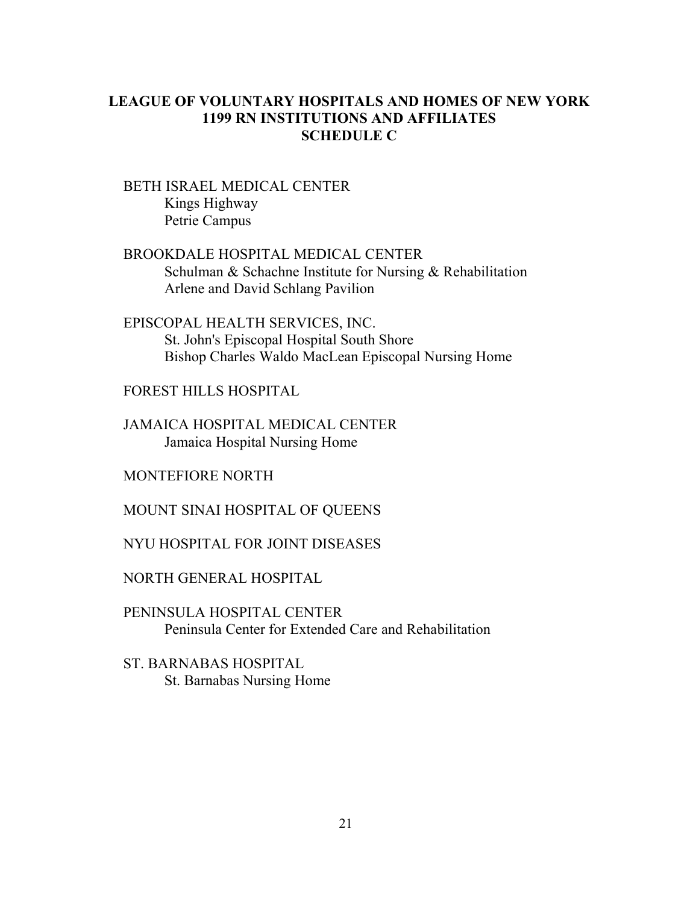**LEAGUE OF VOLUNTARY HOSPITALS AND HOMES OF NEW YORK**
**1199 RN INSTITUTIONS AND AFFILIATES**
**SCHEDULE C**

BETH ISRAEL MEDICAL CENTER
- Kings Highway
- Petrie Campus

BROOKDALE HOSPITAL MEDICAL CENTER
- Schulman & Schachne Institute for Nursing & Rehabilitation
- Arlene and David Schlang Pavilion

EPISCOPAL HEALTH SERVICES, INC.
- St. John's Episcopal Hospital South Shore
- Bishop Charles Waldo MacLean Episcopal Nursing Home

FOREST HILLS HOSPITAL

JAMAICA HOSPITAL MEDICAL CENTER
- Jamaica Hospital Nursing Home

MONTEFIORE NORTH

MOUNT SINAI HOSPITAL OF QUEENS

NYU HOSPITAL FOR JOINT DISEASES

NORTH GENERAL HOSPITAL

PENINSULA HOSPITAL CENTER
- Peninsula Center for Extended Care and Rehabilitation

ST. BARNABAS HOSPITAL
- St. Barnabas Nursing Home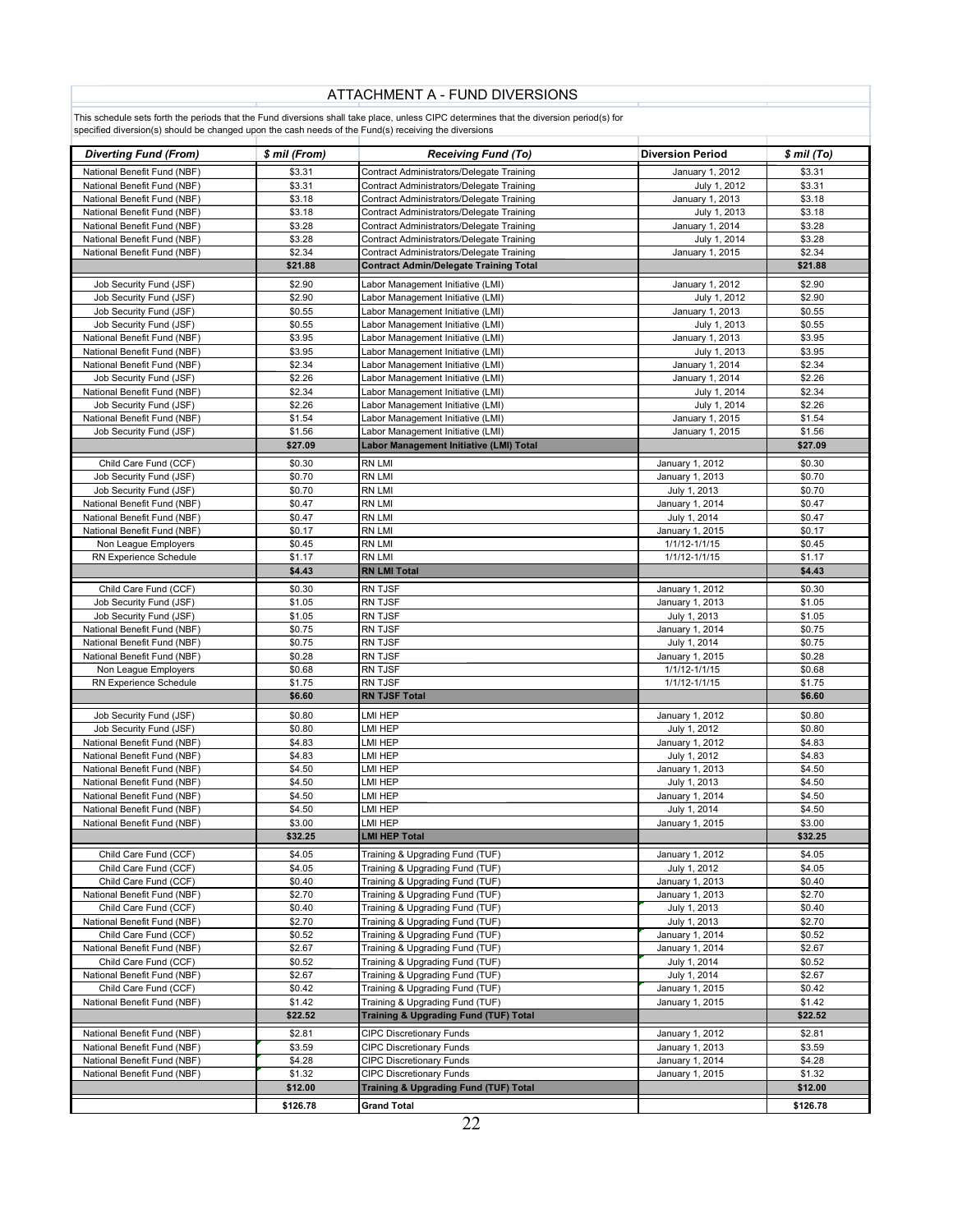# ATTACHMENT A - FUND DIVERSIONS

This schedule sets forth the periods that the Fund diversions shall take place, unless CIPC determines that the diversion period(s) for specified diversion(s) should be changed upon the cash needs of the Fund(s) receiving the diversions

| *Diverting Fund (From)* | *$ mil (From)* | *Receiving Fund (To)* | *Diversion Period* | *$ mil (To)* |
|---|---|---|---|---|
| National Benefit Fund (NBF) | $3.31 | Contract Administrators/Delegate Training | January 1, 2012 | $3.31 |
| National Benefit Fund (NBF) | $3.31 | Contract Administrators/Delegate Training | July 1, 2012 | $3.31 |
| National Benefit Fund (NBF) | $3.18 | Contract Administrators/Delegate Training | January 1, 2013 | $3.18 |
| National Benefit Fund (NBF) | $3.18 | Contract Administrators/Delegate Training | July 1, 2013 | $3.18 |
| National Benefit Fund (NBF) | $3.28 | Contract Administrators/Delegate Training | January 1, 2014 | $3.28 |
| National Benefit Fund (NBF) | $3.28 | Contract Administrators/Delegate Training | July 1, 2014 | $3.28 |
| National Benefit Fund (NBF) | $2.34 | Contract Administrators/Delegate Training | January 1, 2015 | $2.34 |
| | **$21.88** | **Contract Admin/Delegate Training Total** | | **$21.88** |
| Job Security Fund (JSF) | $2.90 | Labor Management Initiative (LMI) | January 1, 2012 | $2.90 |
| Job Security Fund (JSF) | $2.90 | Labor Management Initiative (LMI) | July 1, 2012 | $2.90 |
| Job Security Fund (JSF) | $0.55 | Labor Management Initiative (LMI) | January 1, 2013 | $0.55 |
| Job Security Fund (JSF) | $0.55 | Labor Management Initiative (LMI) | July 1, 2013 | $0.55 |
| National Benefit Fund (NBF) | $3.95 | Labor Management Initiative (LMI) | January 1, 2013 | $3.95 |
| National Benefit Fund (NBF) | $3.95 | Labor Management Initiative (LMI) | July 1, 2013 | $3.95 |
| National Benefit Fund (NBF) | $2.34 | Labor Management Initiative (LMI) | January 1, 2014 | $2.34 |
| Job Security Fund (JSF) | $2.26 | Labor Management Initiative (LMI) | January 1, 2014 | $2.26 |
| National Benefit Fund (NBF) | $2.34 | Labor Management Initiative (LMI) | July 1, 2014 | $2.34 |
| Job Security Fund (JSF) | $2.26 | Labor Management Initiative (LMI) | July 1, 2014 | $2.26 |
| National Benefit Fund (NBF) | $1.54 | Labor Management Initiative (LMI) | January 1, 2015 | $1.54 |
| Job Security Fund (JSF) | $1.56 | Labor Management Initiative (LMI) | January 1, 2015 | $1.56 |
| | **$27.09** | **Labor Management Initiative (LMI) Total** | | **$27.09** |
| Child Care Fund (CCF) | $0.30 | RN LMI | January 1, 2012 | $0.30 |
| Job Security Fund (JSF) | $0.70 | RN LMI | January 1, 2013 | $0.70 |
| Job Security Fund (JSF) | $0.70 | RN LMI | July 1, 2013 | $0.70 |
| National Benefit Fund (NBF) | $0.47 | RN LMI | January 1, 2014 | $0.47 |
| National Benefit Fund (NBF) | $0.47 | RN LMI | July 1, 2014 | $0.47 |
| National Benefit Fund (NBF) | $0.17 | RN LMI | January 1, 2015 | $0.17 |
| Non League Employers | $0.45 | RN LMI | 1/1/12-1/1/15 | $0.45 |
| RN Experience Schedule | $1.17 | RN LMI | 1/1/12-1/1/15 | $1.17 |
| | **$4.43** | **RN LMI Total** | | **$4.43** |
| Child Care Fund (CCF) | $0.30 | RN TJSF | January 1, 2012 | $0.30 |
| Job Security Fund (JSF) | $1.05 | RN TJSF | January 1, 2013 | $1.05 |
| Job Security Fund (JSF) | $1.05 | RN TJSF | July 1, 2013 | $1.05 |
| National Benefit Fund (NBF) | $0.75 | RN TJSF | January 1, 2014 | $0.75 |
| National Benefit Fund (NBF) | $0.75 | RN TJSF | July 1, 2014 | $0.75 |
| National Benefit Fund (NBF) | $0.28 | RN TJSF | January 1, 2015 | $0.28 |
| Non League Employers | $0.68 | RN TJSF | 1/1/12-1/1/15 | $0.68 |
| RN Experience Schedule | $1.75 | RN TJSF | 1/1/12-1/1/15 | $1.75 |
| | **$6.60** | **RN TJSF Total** | | **$6.60** |
| Job Security Fund (JSF) | $0.80 | LMI HEP | January 1, 2012 | $0.80 |
| Job Security Fund (JSF) | $0.80 | LMI HEP | July 1, 2012 | $0.80 |
| National Benefit Fund (NBF) | $4.83 | LMI HEP | January 1, 2012 | $4.83 |
| National Benefit Fund (NBF) | $4.83 | LMI HEP | July 1, 2012 | $4.83 |
| National Benefit Fund (NBF) | $4.50 | LMI HEP | January 1, 2013 | $4.50 |
| National Benefit Fund (NBF) | $4.50 | LMI HEP | July 1, 2013 | $4.50 |
| National Benefit Fund (NBF) | $4.50 | LMI HEP | January 1, 2014 | $4.50 |
| National Benefit Fund (NBF) | $4.50 | LMI HEP | July 1, 2014 | $4.50 |
| National Benefit Fund (NBF) | $3.00 | LMI HEP | January 1, 2015 | $3.00 |
| | **$32.25** | **LMI HEP Total** | | **$32.25** |
| Child Care Fund (CCF) | $4.05 | Training & Upgrading Fund (TUF) | January 1, 2012 | $4.05 |
| Child Care Fund (CCF) | $4.05 | Training & Upgrading Fund (TUF) | July 1, 2012 | $4.05 |
| Child Care Fund (CCF) | $0.40 | Training & Upgrading Fund (TUF) | January 1, 2013 | $0.40 |
| National Benefit Fund (NBF) | $2.70 | Training & Upgrading Fund (TUF) | January 1, 2013 | $2.70 |
| Child Care Fund (CCF) | $0.40 | Training & Upgrading Fund (TUF) | July 1, 2013 | $0.40 |
| National Benefit Fund (NBF) | $2.70 | Training & Upgrading Fund (TUF) | July 1, 2013 | $2.70 |
| Child Care Fund (CCF) | $0.52 | Training & Upgrading Fund (TUF) | January 1, 2014 | $0.52 |
| National Benefit Fund (NBF) | $2.67 | Training & Upgrading Fund (TUF) | January 1, 2014 | $2.67 |
| Child Care Fund (CCF) | $0.52 | Training & Upgrading Fund (TUF) | July 1, 2014 | $0.52 |
| National Benefit Fund (NBF) | $2.67 | Training & Upgrading Fund (TUF) | July 1, 2014 | $2.67 |
| Child Care Fund (CCF) | $0.42 | Training & Upgrading Fund (TUF) | January 1, 2015 | $0.42 |
| National Benefit Fund (NBF) | $1.42 | Training & Upgrading Fund (TUF) | January 1, 2015 | $1.42 |
| | **$22.52** | **Training & Upgrading Fund (TUF) Total** | | **$22.52** |
| National Benefit Fund (NBF) | $2.81 | CIPC Discretionary Funds | January 1, 2012 | $2.81 |
| National Benefit Fund (NBF) | $3.59 | CIPC Discretionary Funds | January 1, 2013 | $3.59 |
| National Benefit Fund (NBF) | $4.28 | CIPC Discretionary Funds | January 1, 2014 | $4.28 |
| National Benefit Fund (NBF) | $1.32 | CIPC Discretionary Funds | January 1, 2015 | $1.32 |
| | **$12.00** | **Training & Upgrading Fund (TUF) Total** | | **$12.00** |
| | **$126.78** | **Grand Total** | | **$126.78** |